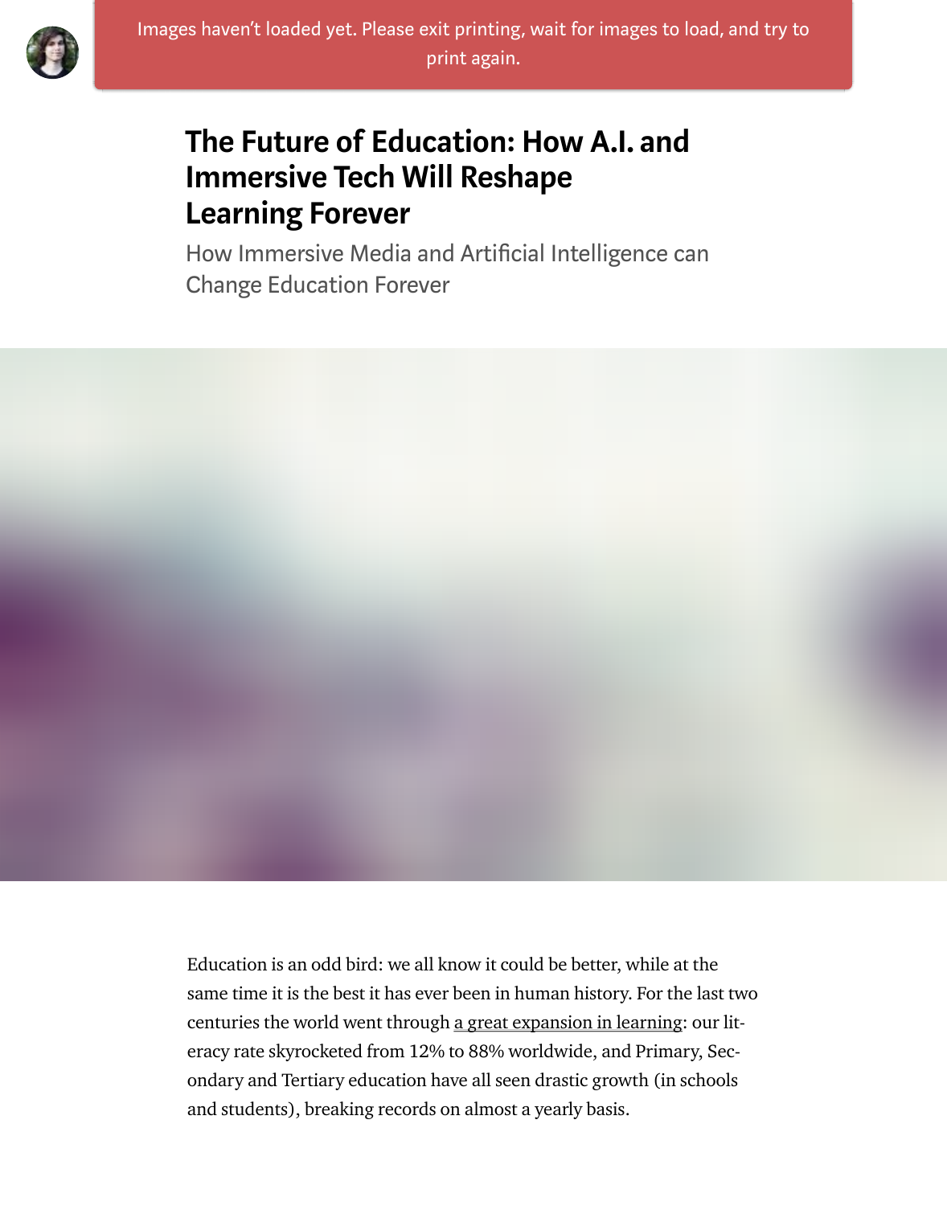# The Future of Education: How A.I. and Immersive Tech Will Reshape Learning Forever

## How Immersive Media and Artificial Intelligence can Change Education Forever

Education is an odd bird: we all know it could be better, while at the same time it is the best it has ever been in human history. For the last two centuries the world went through a great expansion in learning: our literacy rate skyrocketed from 12% to 88% worldwide, and Primary, Secondary and Tertiary education have all seen drastic growth (in schools and students), breaking records on almost a yearly basis.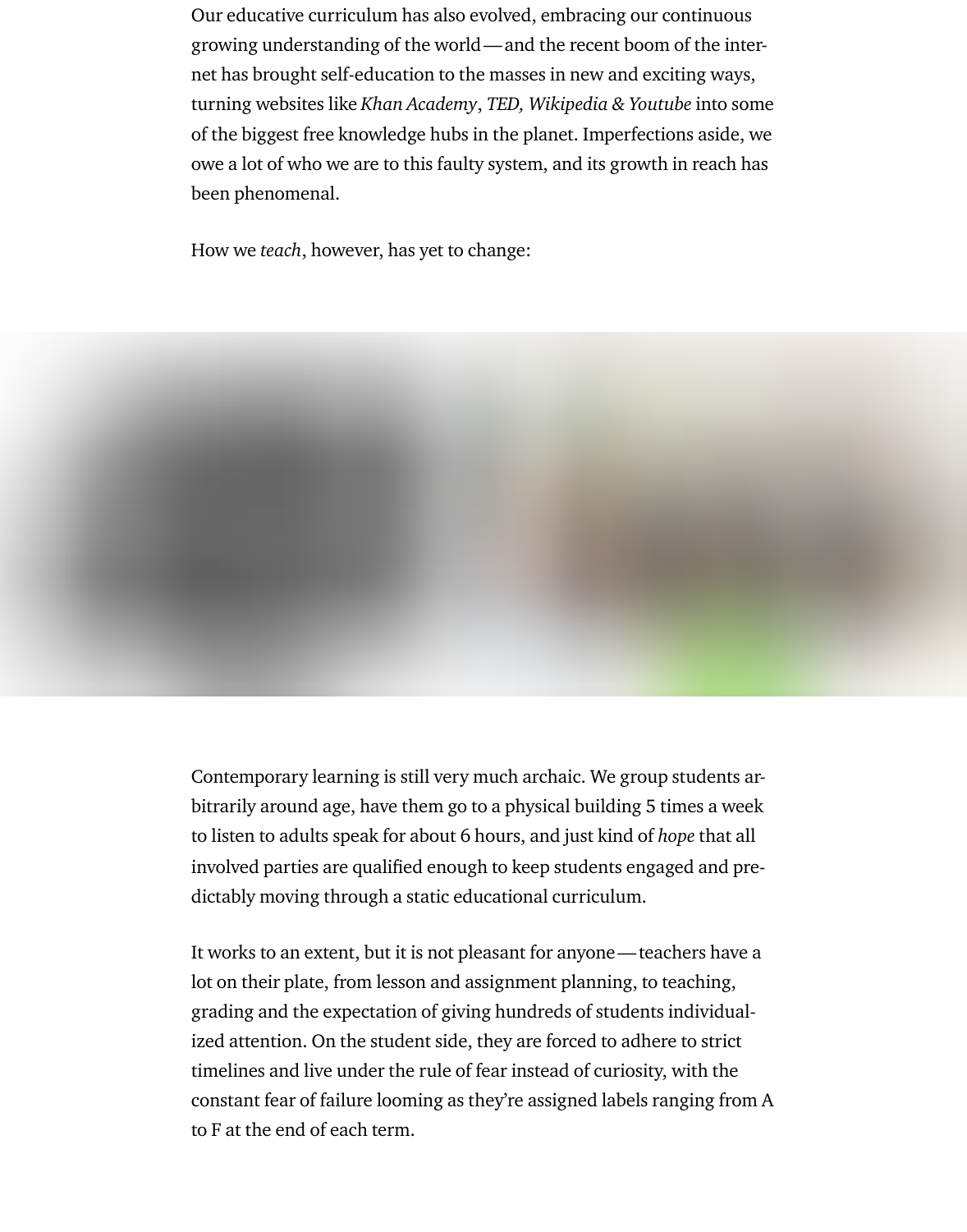Our educative curriculum has also evolved, embracing our continuous growing understanding of the world — and the recent boom of the internet has brought self-education to the masses in new and exciting ways, turning websites like *Khan Academy*, *TED, Wikipedia & Youtube* into some of the biggest free knowledge hubs in the planet. Imperfections aside, we owe a lot of who we are to this faulty system, and its growth in reach has been phenomenal.

How we *teach*, however, has yet to change:

Contemporary learning is still very much archaic. We group students arbitrarily around age, have them go to a physical building 5 times a week to listen to adults speak for about 6 hours, and just kind of *hope* that all involved parties are qualified enough to keep students engaged and predictably moving through a static educational curriculum.

It works to an extent, but it is not pleasant for anyone — teachers have a lot on their plate, from lesson and assignment planning, to teaching, grading and the expectation of giving hundreds of students individualized attention. On the student side, they are forced to adhere to strict timelines and live under the rule of fear instead of curiosity, with the constant fear of failure looming as they're assigned labels ranging from A to F at the end of each term.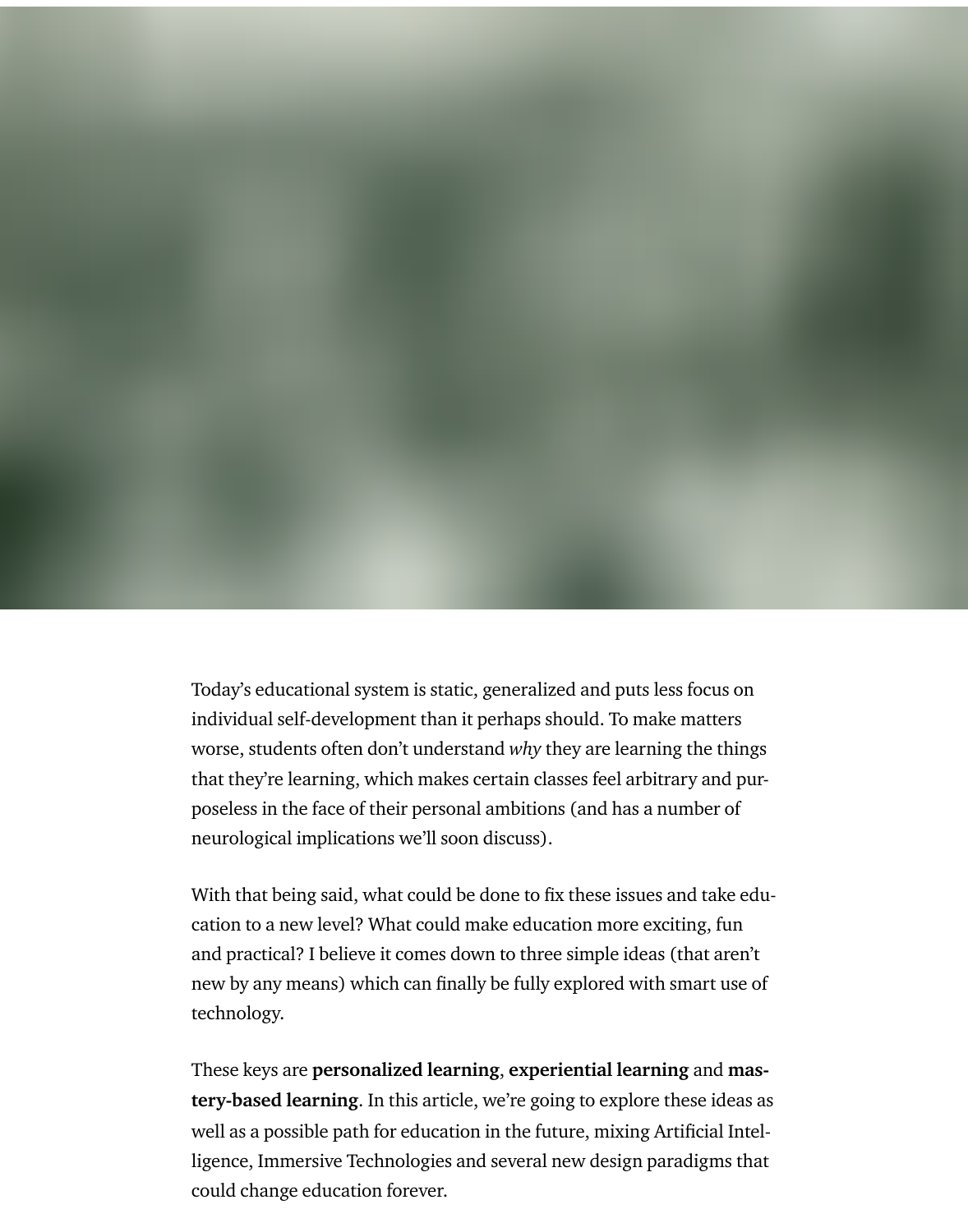Today's educational system is static, generalized and puts less focus on individual self-development than it perhaps should. To make matters worse, students often don't understand *why* they are learning the things that they're learning, which makes certain classes feel arbitrary and purposeless in the face of their personal ambitions (and has a number of neurological implications we'll soon discuss).

With that being said, what could be done to fix these issues and take education to a new level? What could make education more exciting, fun and practical? I believe it comes down to three simple ideas (that aren't new by any means) which can finally be fully explored with smart use of technology.

These keys are **personalized learning**, **experiential learning** and **mastery-based learning**. In this article, we're going to explore these ideas as well as a possible path for education in the future, mixing Artificial Intelligence, Immersive Technologies and several new design paradigms that could change education forever.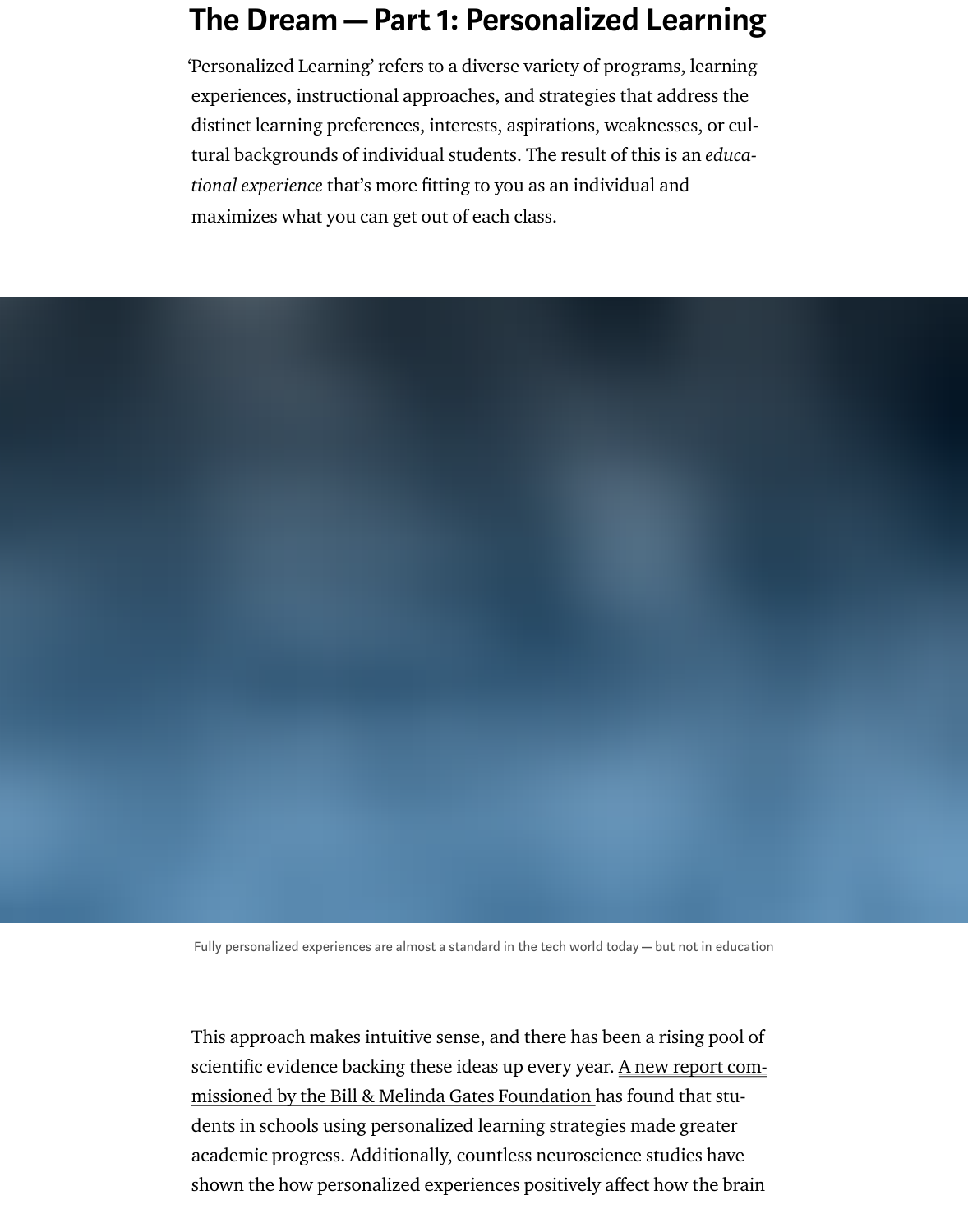# The Dream — Part 1: Personalized Learning

'Personalized Learning' refers to a diverse variety of programs, learning experiences, instructional approaches, and strategies that address the distinct learning preferences, interests, aspirations, weaknesses, or cultural backgrounds of individual students. The result of this is an *educational experience* that's more fitting to you as an individual and maximizes what you can get out of each class.

Fully personalized experiences are almost a standard in the tech world today — but not in education

This approach makes intuitive sense, and there has been a rising pool of scientific evidence backing these ideas up every year. A new report commissioned by the Bill & Melinda Gates Foundation has found that students in schools using personalized learning strategies made greater academic progress. Additionally, countless neuroscience studies have shown the how personalized experiences positively affect how the brain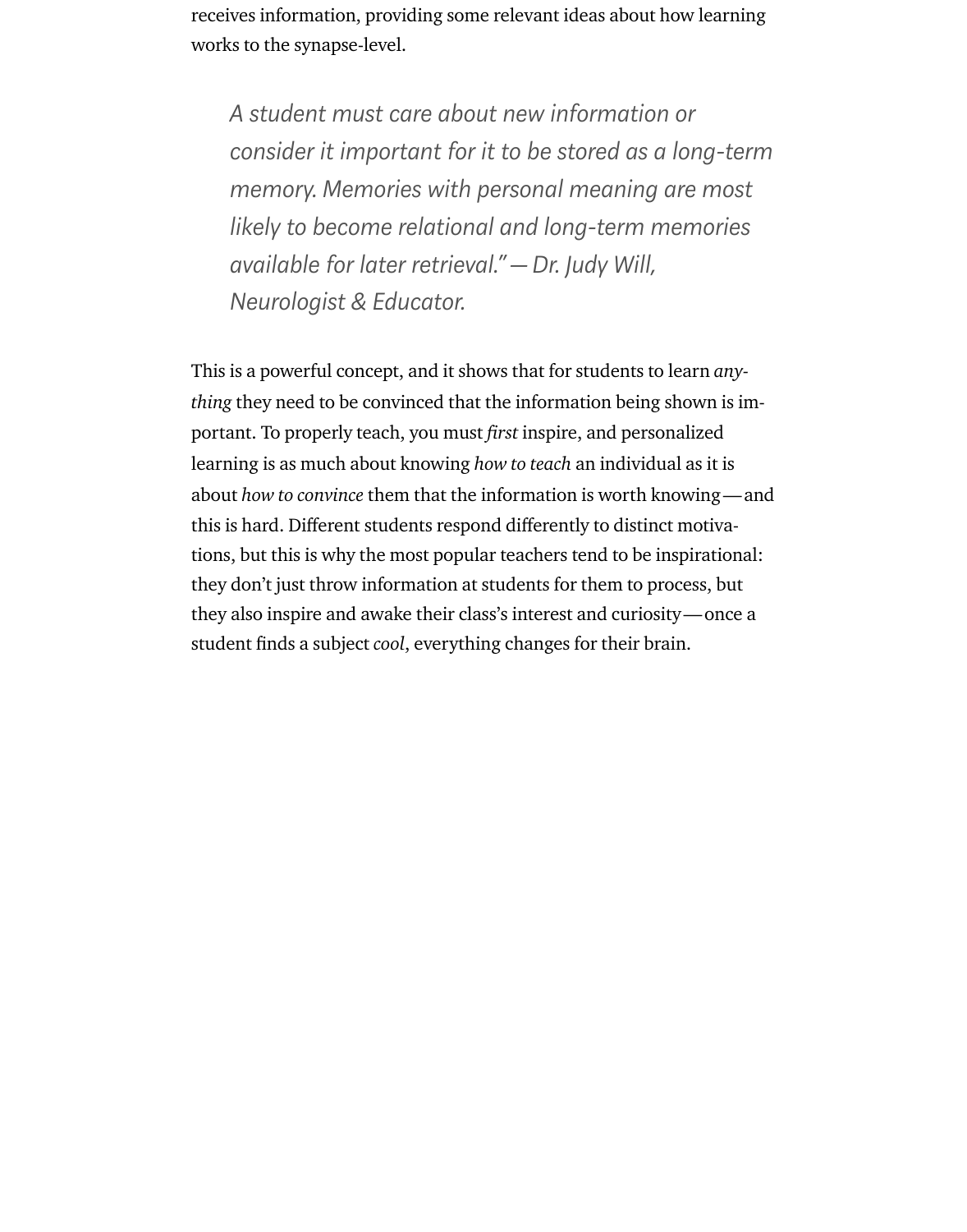receives information, providing some relevant ideas about how learning works to the synapse-level.

> *A student must care about new information or consider it important for it to be stored as a long-term memory. Memories with personal meaning are most likely to become relational and long-term memories available for later retrieval." — Dr. Judy Will, Neurologist & Educator.*

This is a powerful concept, and it shows that for students to learn *anything* they need to be convinced that the information being shown is important. To properly teach, you must *first* inspire, and personalized learning is as much about knowing *how to teach* an individual as it is about *how to convince* them that the information is worth knowing — and this is hard. Different students respond differently to distinct motivations, but this is why the most popular teachers tend to be inspirational: they don't just throw information at students for them to process, but they also inspire and awake their class's interest and curiosity — once a student finds a subject *cool*, everything changes for their brain.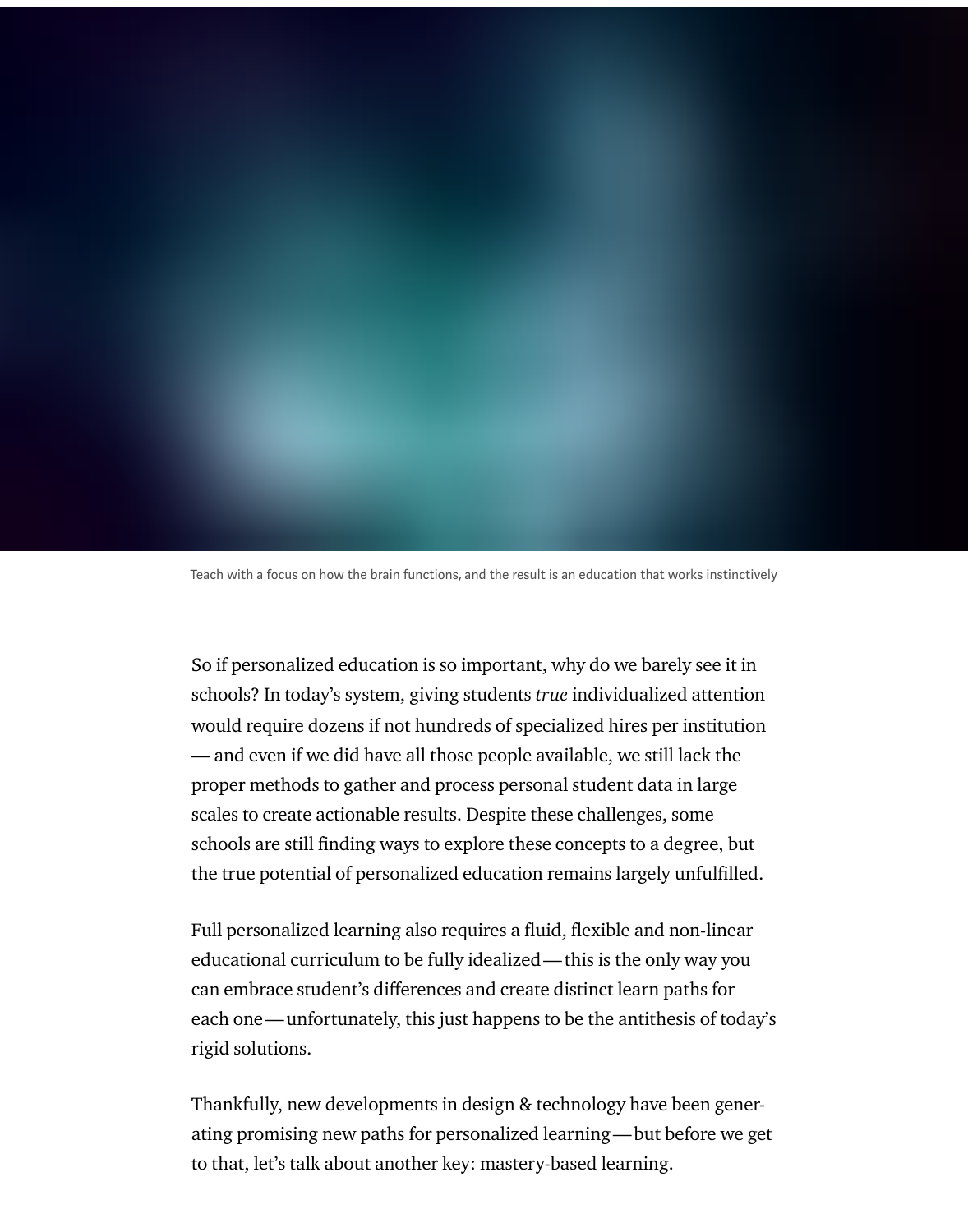Teach with a focus on how the brain functions, and the result is an education that works instinctively

So if personalized education is so important, why do we barely see it in schools? In today's system, giving students *true* individualized attention would require dozens if not hundreds of specialized hires per institution — and even if we did have all those people available, we still lack the proper methods to gather and process personal student data in large scales to create actionable results. Despite these challenges, some schools are still finding ways to explore these concepts to a degree, but the true potential of personalized education remains largely unfulfilled.

Full personalized learning also requires a fluid, flexible and non-linear educational curriculum to be fully idealized — this is the only way you can embrace student's differences and create distinct learn paths for each one — unfortunately, this just happens to be the antithesis of today's rigid solutions.

Thankfully, new developments in design & technology have been generating promising new paths for personalized learning — but before we get to that, let's talk about another key: mastery-based learning.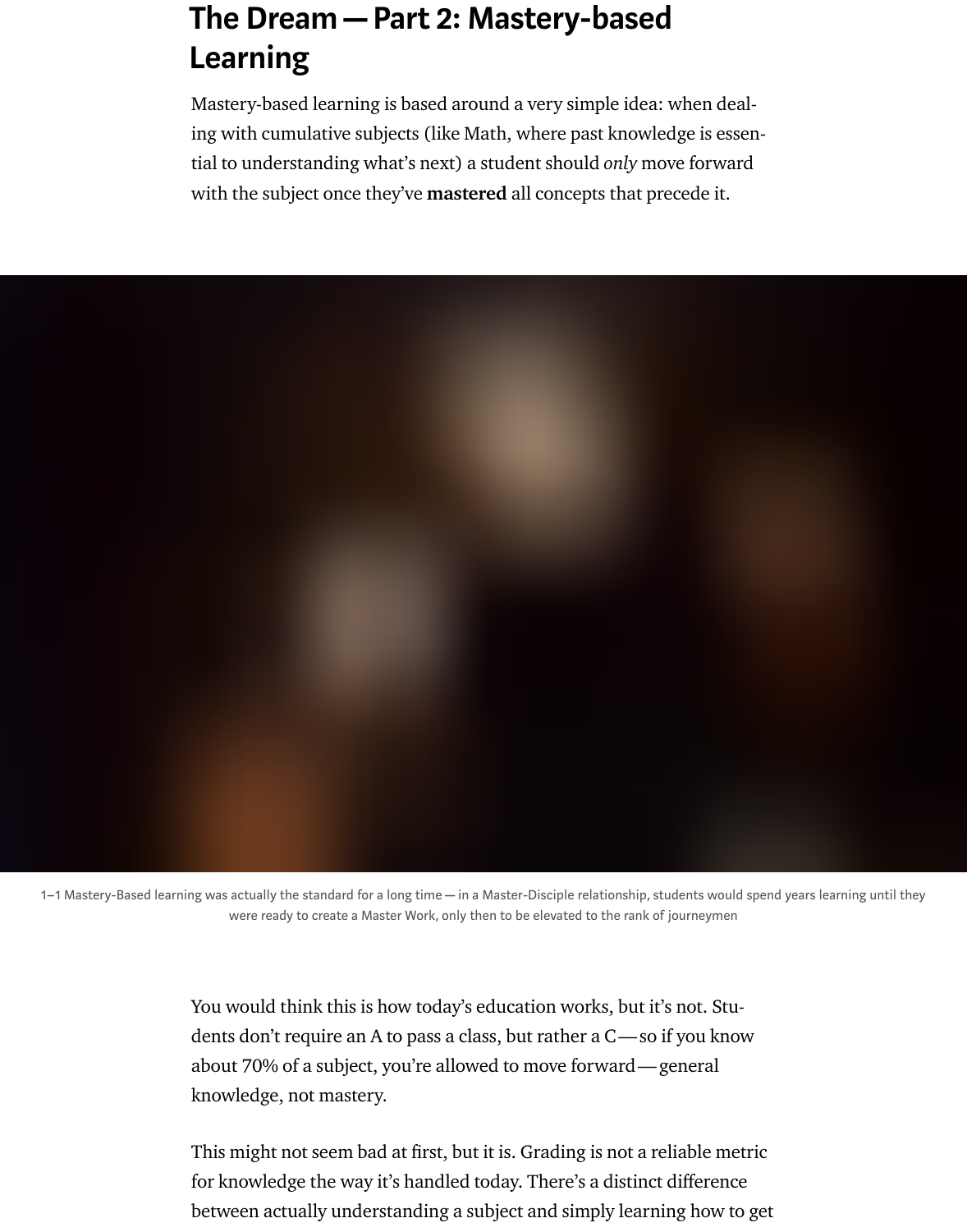## The Dream — Part 2: Mastery-based Learning

Mastery-based learning is based around a very simple idea: when dealing with cumulative subjects (like Math, where past knowledge is essential to understanding what's next) a student should *only* move forward with the subject once they've **mastered** all concepts that precede it.

1–1 Mastery-Based learning was actually the standard for a long time — in a Master-Disciple relationship, students would spend years learning until they were ready to create a Master Work, only then to be elevated to the rank of journeymen

You would think this is how today's education works, but it's not. Students don't require an A to pass a class, but rather a C — so if you know about 70% of a subject, you're allowed to move forward — general knowledge, not mastery.

This might not seem bad at first, but it is. Grading is not a reliable metric for knowledge the way it's handled today. There's a distinct difference between actually understanding a subject and simply learning how to get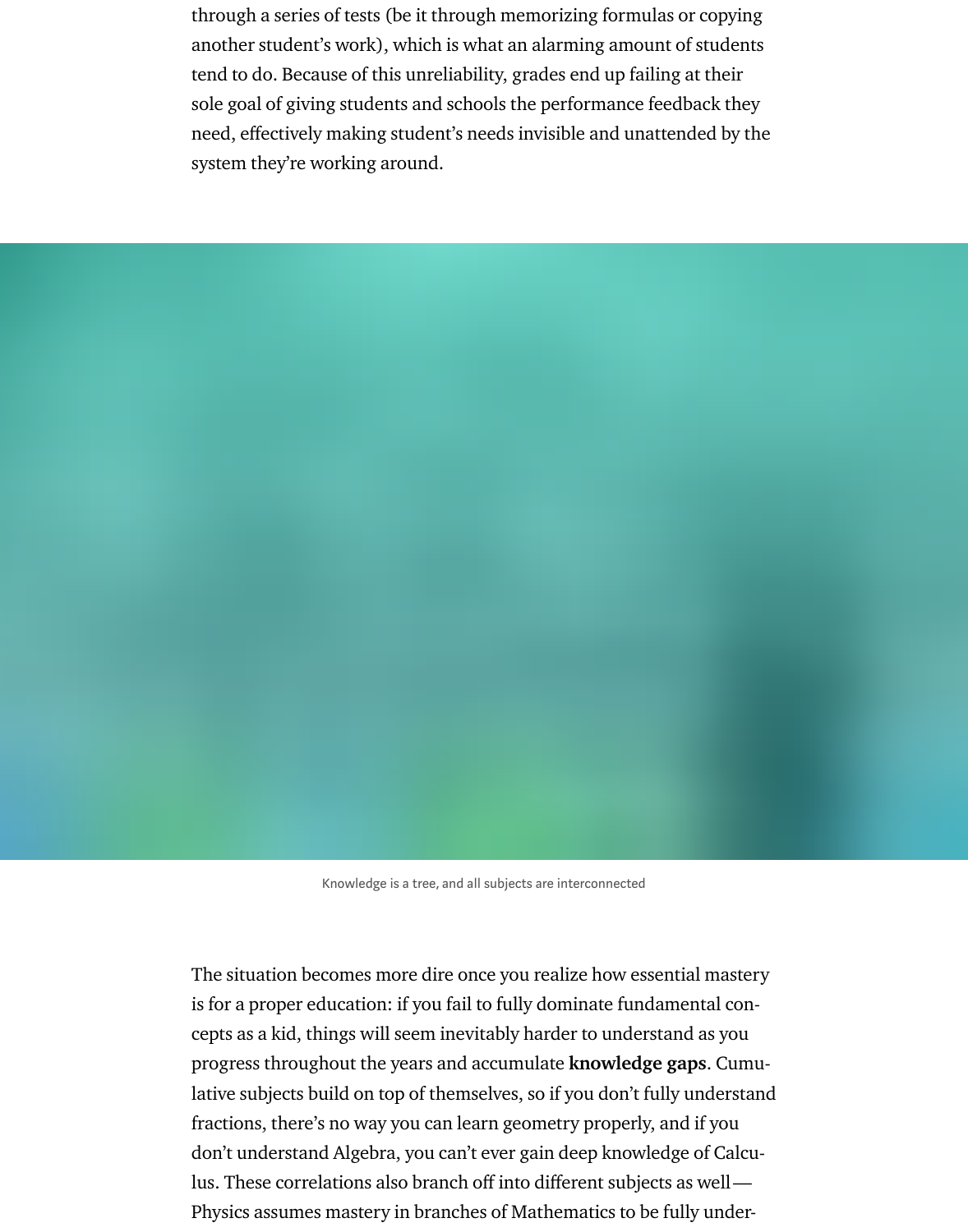through a series of tests (be it through memorizing formulas or copying another student's work), which is what an alarming amount of students tend to do. Because of this unreliability, grades end up failing at their sole goal of giving students and schools the performance feedback they need, effectively making student's needs invisible and unattended by the system they're working around.

Knowledge is a tree, and all subjects are interconnected

The situation becomes more dire once you realize how essential mastery is for a proper education: if you fail to fully dominate fundamental concepts as a kid, things will seem inevitably harder to understand as you progress throughout the years and accumulate **knowledge gaps**. Cumulative subjects build on top of themselves, so if you don't fully understand fractions, there's no way you can learn geometry properly, and if you don't understand Algebra, you can't ever gain deep knowledge of Calculus. These correlations also branch off into different subjects as well — Physics assumes mastery in branches of Mathematics to be fully under-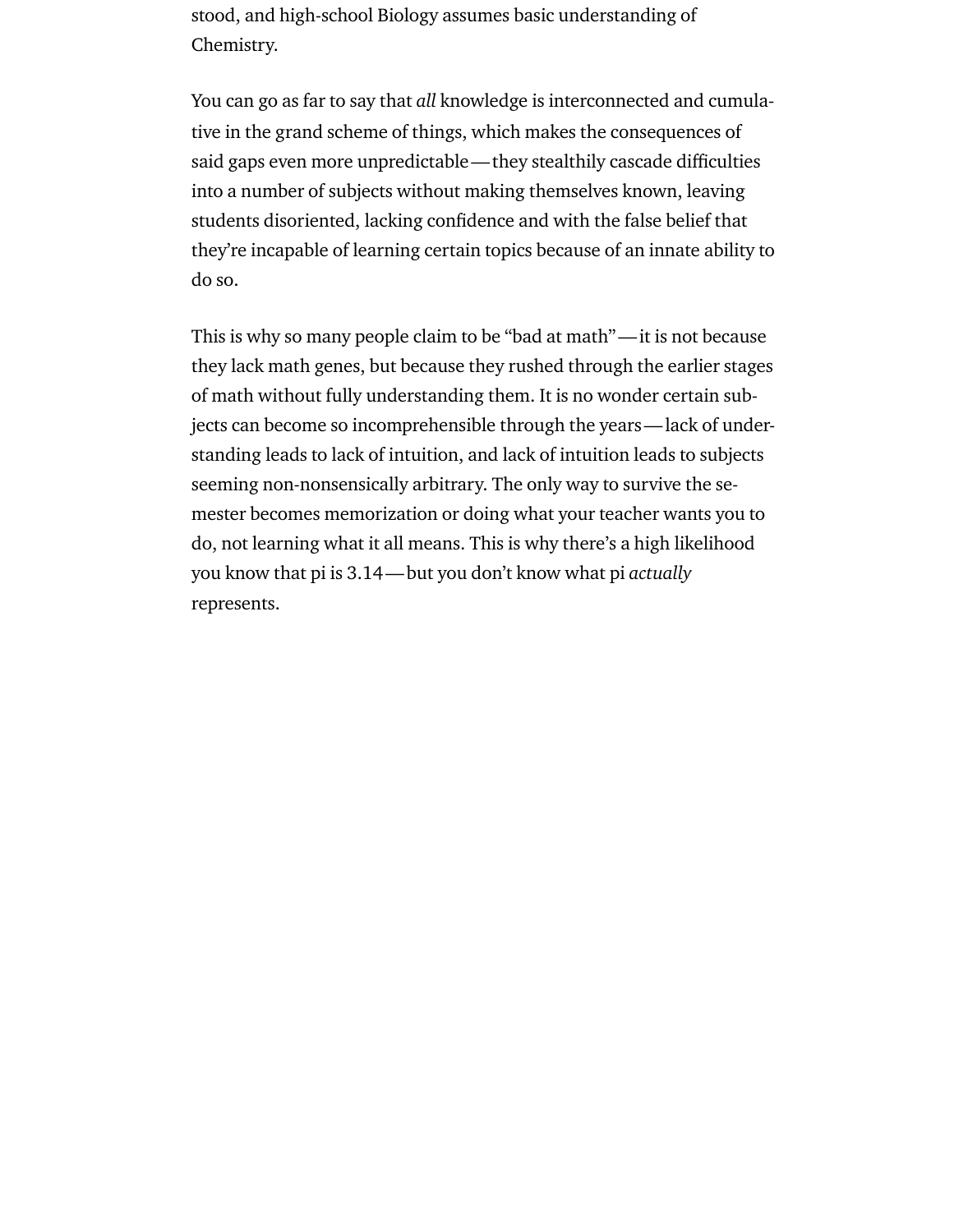stood, and high-school Biology assumes basic understanding of Chemistry.

You can go as far to say that *all* knowledge is interconnected and cumulative in the grand scheme of things, which makes the consequences of said gaps even more unpredictable — they stealthily cascade difficulties into a number of subjects without making themselves known, leaving students disoriented, lacking confidence and with the false belief that they're incapable of learning certain topics because of an innate ability to do so.

This is why so many people claim to be "bad at math" — it is not because they lack math genes, but because they rushed through the earlier stages of math without fully understanding them. It is no wonder certain subjects can become so incomprehensible through the years — lack of understanding leads to lack of intuition, and lack of intuition leads to subjects seeming non-nonsensically arbitrary. The only way to survive the semester becomes memorization or doing what your teacher wants you to do, not learning what it all means. This is why there's a high likelihood you know that pi is 3.14 — but you don't know what pi *actually* represents.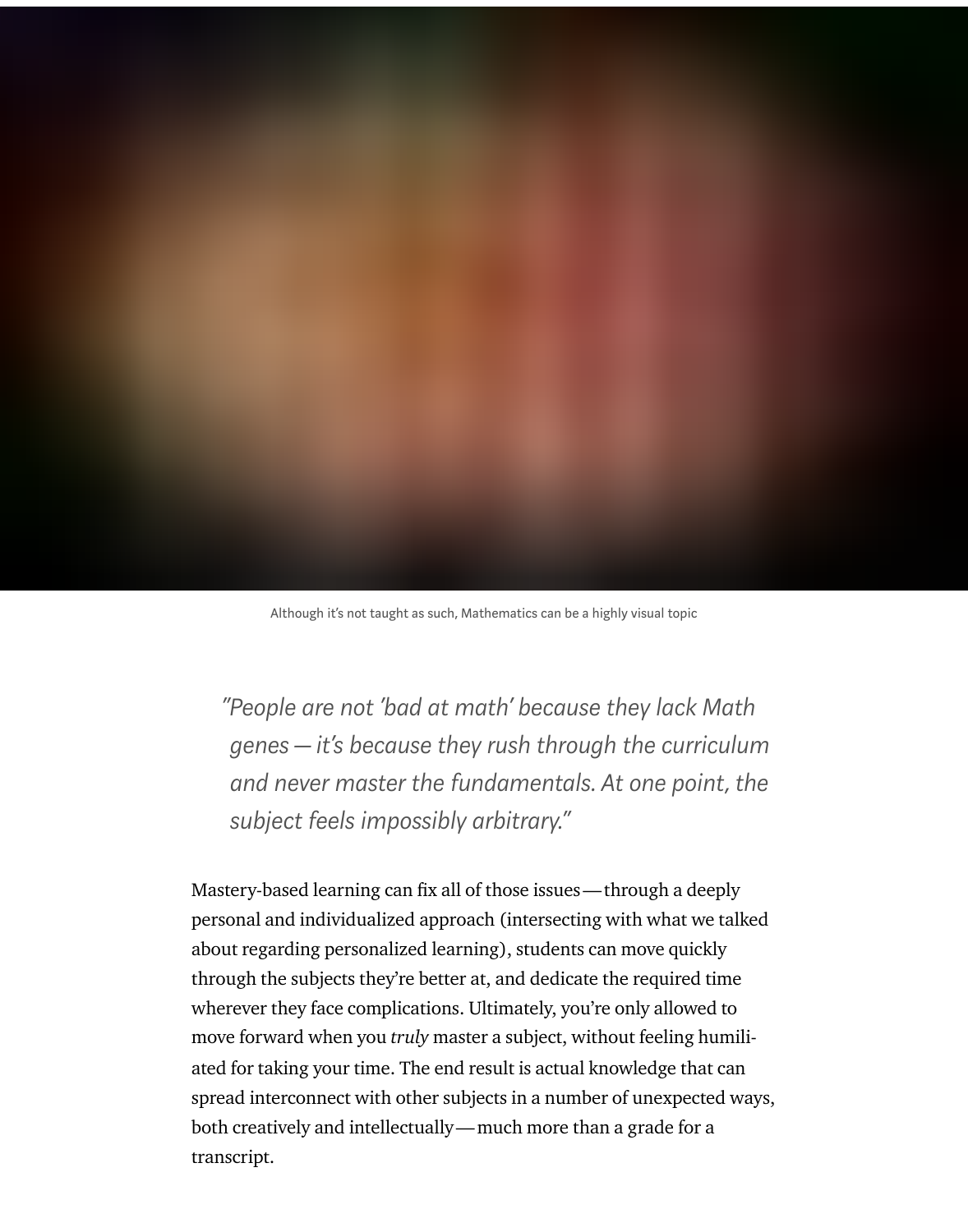Although it's not taught as such, Mathematics can be a highly visual topic

> *"People are not 'bad at math' because they lack Math genes — it's because they rush through the curriculum and never master the fundamentals. At one point, the subject feels impossibly arbitrary."*

Mastery-based learning can fix all of those issues — through a deeply personal and individualized approach (intersecting with what we talked about regarding personalized learning), students can move quickly through the subjects they're better at, and dedicate the required time wherever they face complications. Ultimately, you're only allowed to move forward when you *truly* master a subject, without feeling humiliated for taking your time. The end result is actual knowledge that can spread interconnect with other subjects in a number of unexpected ways, both creatively and intellectually — much more than a grade for a transcript.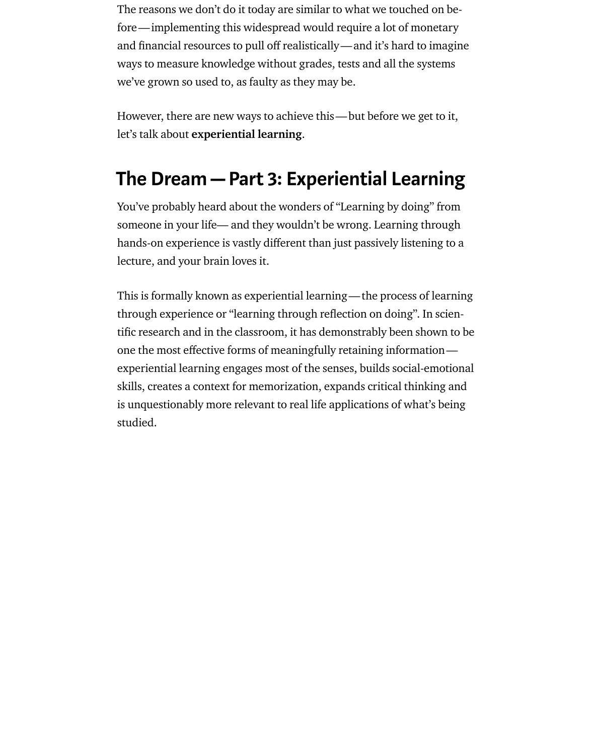The reasons we don't do it today are similar to what we touched on before — implementing this widespread would require a lot of monetary and financial resources to pull off realistically — and it's hard to imagine ways to measure knowledge without grades, tests and all the systems we've grown so used to, as faulty as they may be.

However, there are new ways to achieve this — but before we get to it, let's talk about **experiential learning**.

## The Dream — Part 3: Experiential Learning

You've probably heard about the wonders of "Learning by doing" from someone in your life— and they wouldn't be wrong. Learning through hands-on experience is vastly different than just passively listening to a lecture, and your brain loves it.

This is formally known as experiential learning — the process of learning through experience or "learning through reflection on doing". In scientific research and in the classroom, it has demonstrably been shown to be one the most effective forms of meaningfully retaining information — experiential learning engages most of the senses, builds social-emotional skills, creates a context for memorization, expands critical thinking and is unquestionably more relevant to real life applications of what's being studied.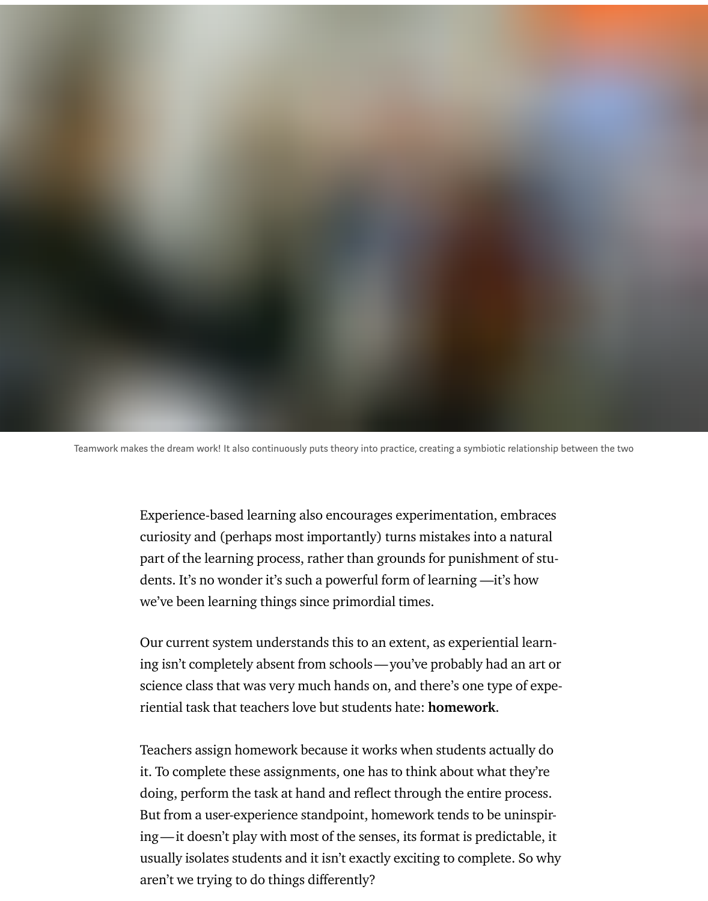Teamwork makes the dream work! It also continuously puts theory into practice, creating a symbiotic relationship between the two

Experience-based learning also encourages experimentation, embraces curiosity and (perhaps most importantly) turns mistakes into a natural part of the learning process, rather than grounds for punishment of students. It's no wonder it's such a powerful form of learning —it's how we've been learning things since primordial times.

Our current system understands this to an extent, as experiential learning isn't completely absent from schools — you've probably had an art or science class that was very much hands on, and there's one type of experiential task that teachers love but students hate: **homework**.

Teachers assign homework because it works when students actually do it. To complete these assignments, one has to think about what they're doing, perform the task at hand and reflect through the entire process. But from a user-experience standpoint, homework tends to be uninspiring — it doesn't play with most of the senses, its format is predictable, it usually isolates students and it isn't exactly exciting to complete. So why aren't we trying to do things differently?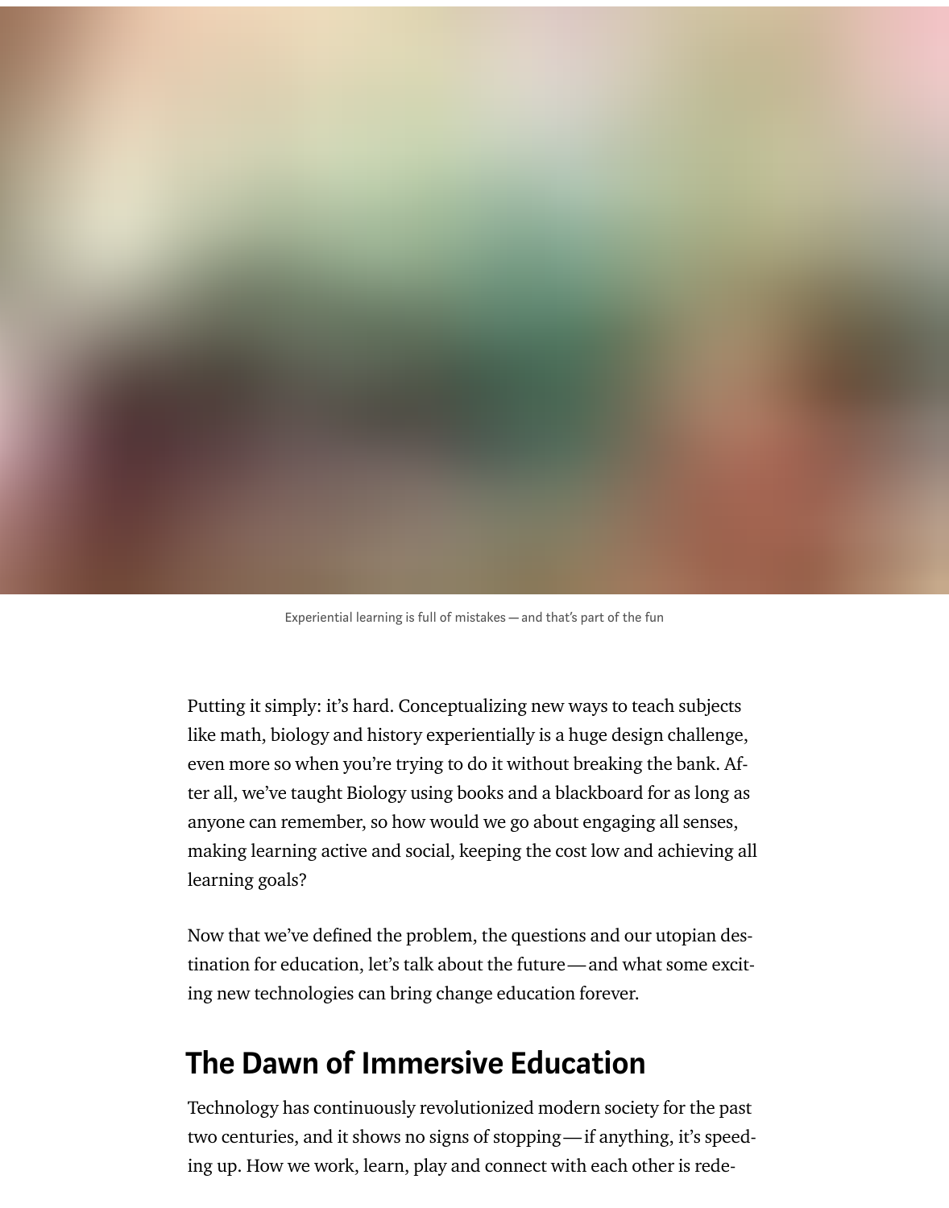Experiential learning is full of mistakes — and that's part of the fun

Putting it simply: it's hard. Conceptualizing new ways to teach subjects like math, biology and history experientially is a huge design challenge, even more so when you're trying to do it without breaking the bank. After all, we've taught Biology using books and a blackboard for as long as anyone can remember, so how would we go about engaging all senses, making learning active and social, keeping the cost low and achieving all learning goals?

Now that we've defined the problem, the questions and our utopian destination for education, let's talk about the future — and what some exciting new technologies can bring change education forever.

## The Dawn of Immersive Education

Technology has continuously revolutionized modern society for the past two centuries, and it shows no signs of stopping — if anything, it's speeding up. How we work, learn, play and connect with each other is rede-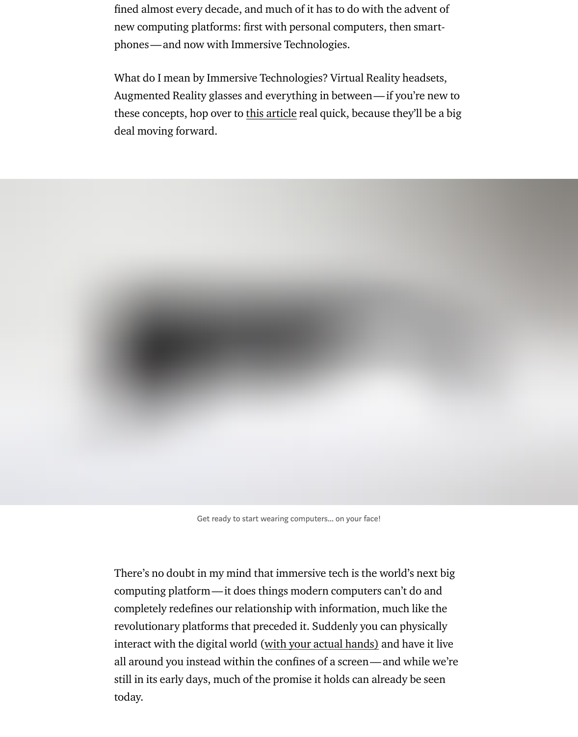fined almost every decade, and much of it has to do with the advent of new computing platforms: first with personal computers, then smartphones — and now with Immersive Technologies.

What do I mean by Immersive Technologies? Virtual Reality headsets, Augmented Reality glasses and everything in between — if you're new to these concepts, hop over to this article real quick, because they'll be a big deal moving forward.

Get ready to start wearing computers… on your face!

There's no doubt in my mind that immersive tech is the world's next big computing platform — it does things modern computers can't do and completely redefines our relationship with information, much like the revolutionary platforms that preceded it. Suddenly you can physically interact with the digital world (with your actual hands) and have it live all around you instead within the confines of a screen — and while we're still in its early days, much of the promise it holds can already be seen today.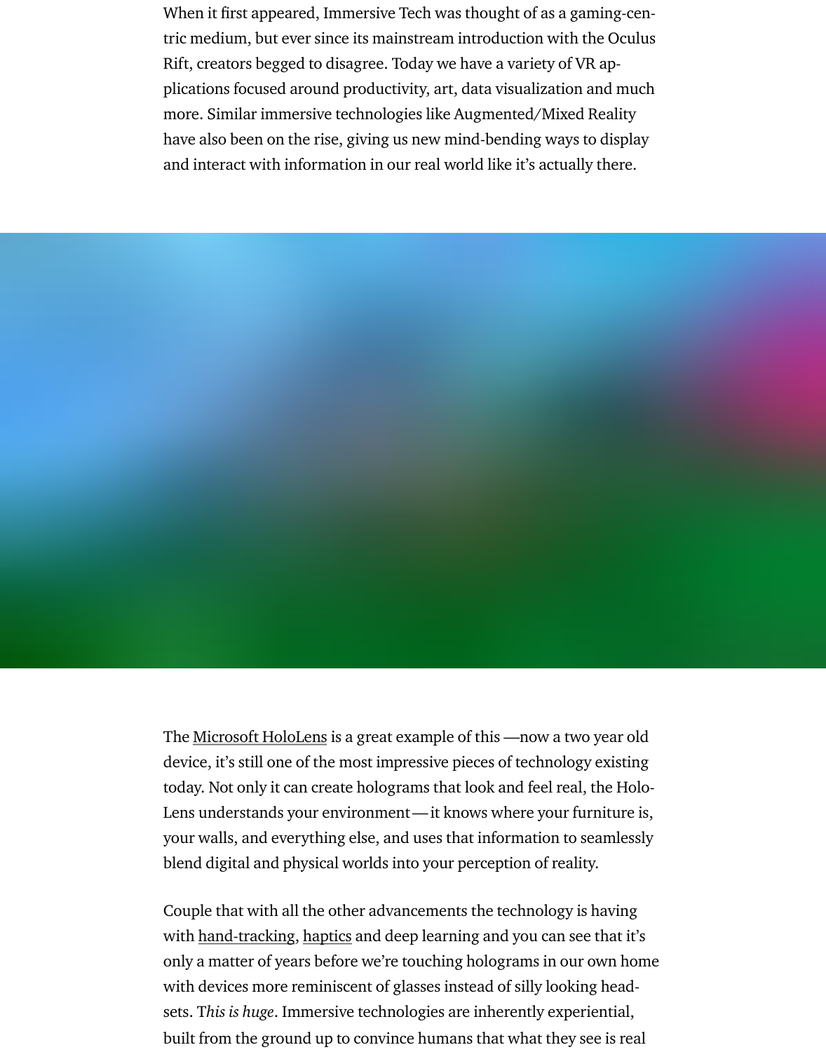When it first appeared, Immersive Tech was thought of as a gaming-centric medium, but ever since its mainstream introduction with the Oculus Rift, creators begged to disagree. Today we have a variety of VR applications focused around productivity, art, data visualization and much more. Similar immersive technologies like Augmented/Mixed Reality have also been on the rise, giving us new mind-bending ways to display and interact with information in our real world like it's actually there.

The Microsoft HoloLens is a great example of this —now a two year old device, it's still one of the most impressive pieces of technology existing today. Not only it can create holograms that look and feel real, the HoloLens understands your environment — it knows where your furniture is, your walls, and everything else, and uses that information to seamlessly blend digital and physical worlds into your perception of reality.

Couple that with all the other advancements the technology is having with hand-tracking, haptics and deep learning and you can see that it's only a matter of years before we're touching holograms in our own home with devices more reminiscent of glasses instead of silly looking headsets. T*his is huge*. Immersive technologies are inherently experiential, built from the ground up to convince humans that what they see is real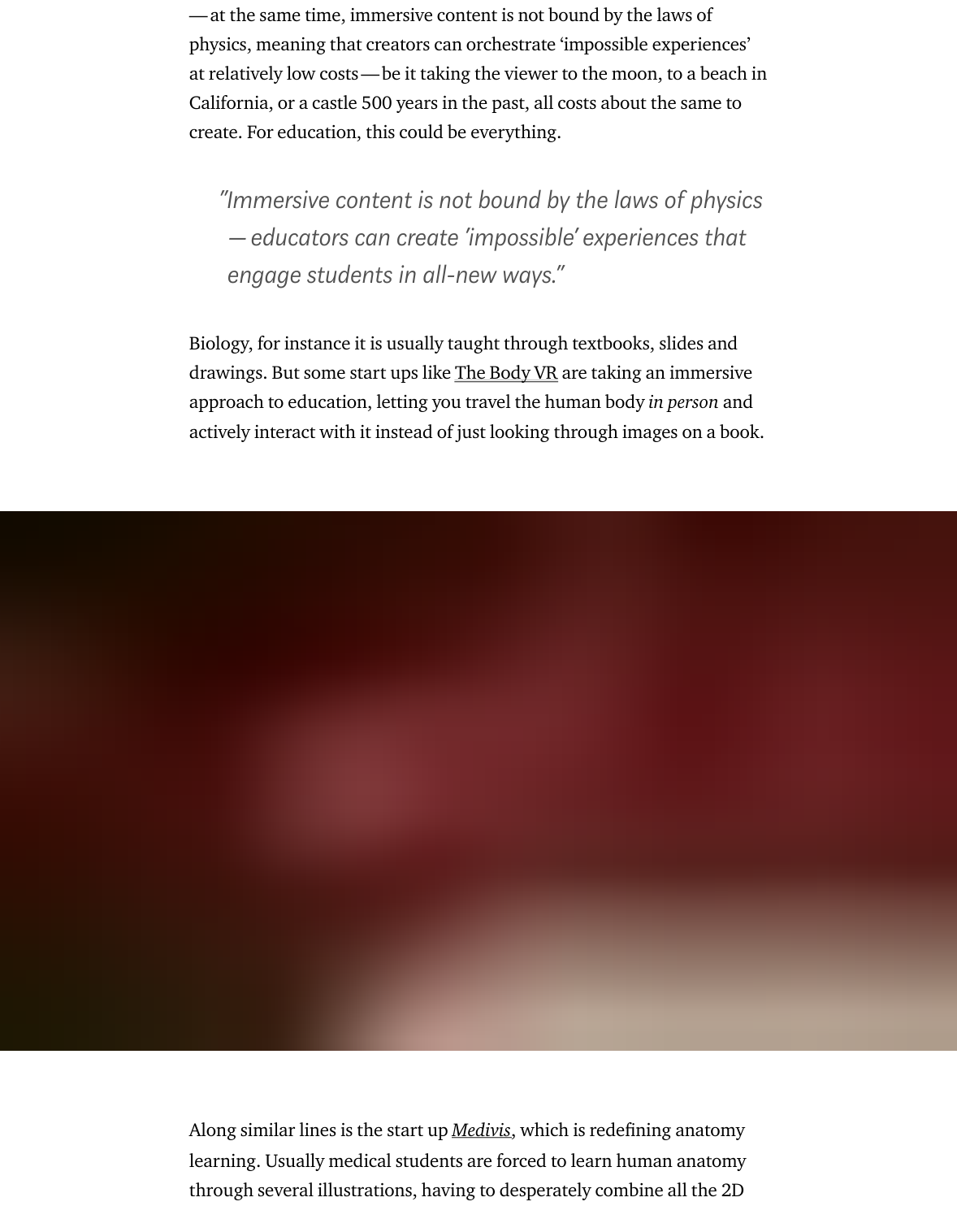—at the same time, immersive content is not bound by the laws of physics, meaning that creators can orchestrate 'impossible experiences' at relatively low costs—be it taking the viewer to the moon, to a beach in California, or a castle 500 years in the past, all costs about the same to create. For education, this could be everything.

> *"Immersive content is not bound by the laws of physics — educators can create 'impossible' experiences that engage students in all-new ways."*

Biology, for instance it is usually taught through textbooks, slides and drawings. But some start ups like The Body VR are taking an immersive approach to education, letting you travel the human body *in person* and actively interact with it instead of just looking through images on a book.

Along similar lines is the start up *Medivis*, which is redefining anatomy learning. Usually medical students are forced to learn human anatomy through several illustrations, having to desperately combine all the 2D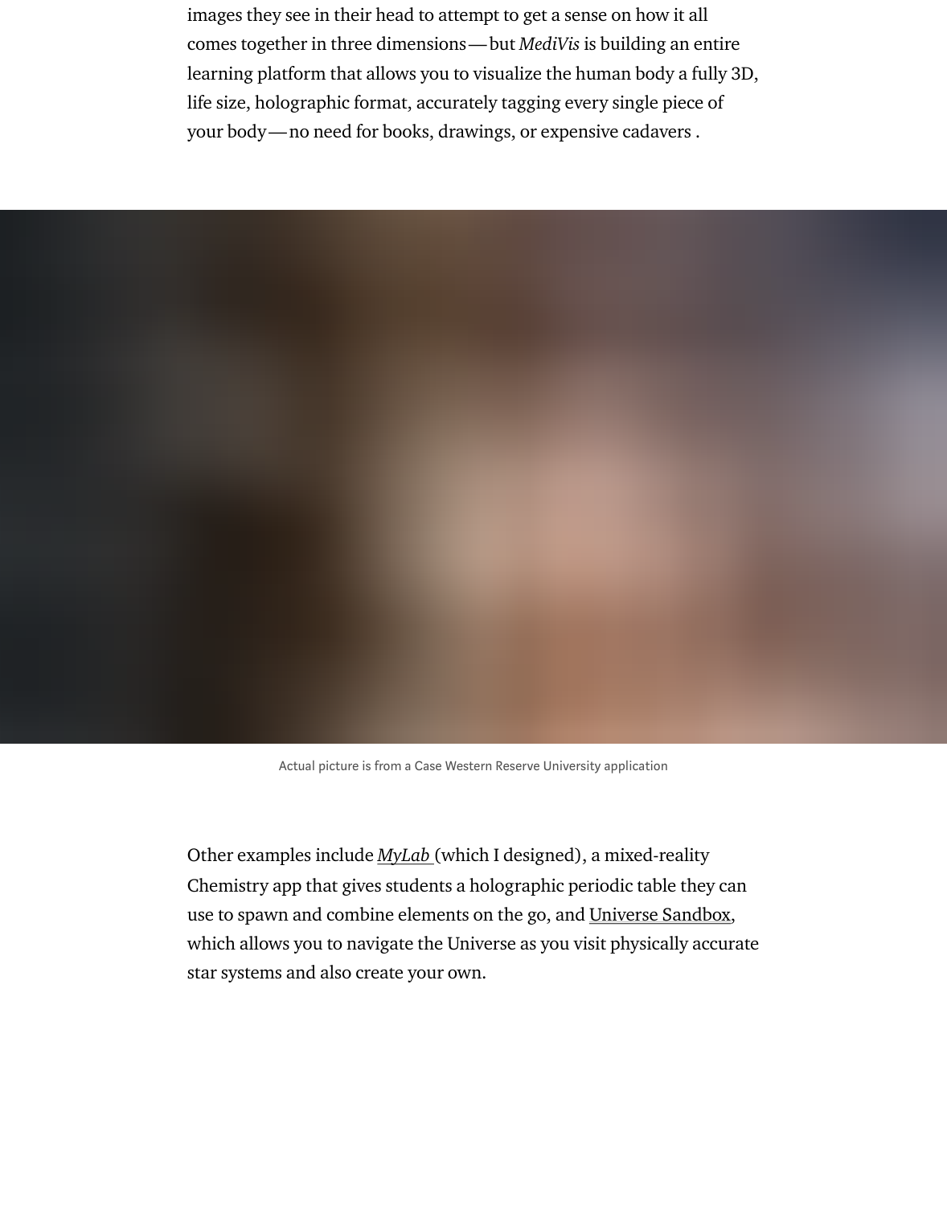images they see in their head to attempt to get a sense on how it all comes together in three dimensions — but *MediVis* is building an entire learning platform that allows you to visualize the human body a fully 3D, life size, holographic format, accurately tagging every single piece of your body — no need for books, drawings, or expensive cadavers .

Actual picture is from a Case Western Reserve University application

Other examples include *MyLab* (which I designed), a mixed-reality Chemistry app that gives students a holographic periodic table they can use to spawn and combine elements on the go, and Universe Sandbox, which allows you to navigate the Universe as you visit physically accurate star systems and also create your own.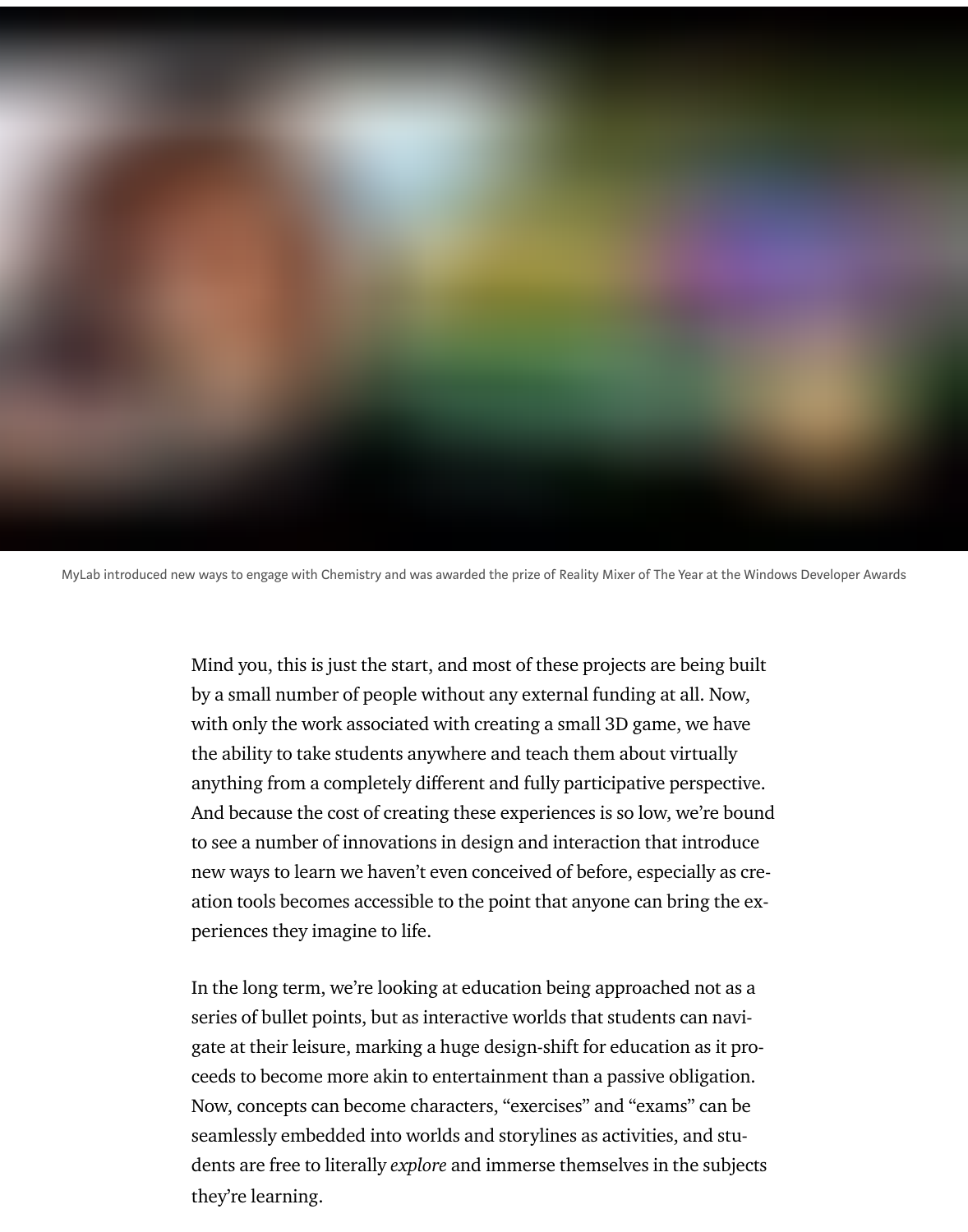MyLab introduced new ways to engage with Chemistry and was awarded the prize of Reality Mixer of The Year at the Windows Developer Awards

Mind you, this is just the start, and most of these projects are being built by a small number of people without any external funding at all. Now, with only the work associated with creating a small 3D game, we have the ability to take students anywhere and teach them about virtually anything from a completely different and fully participative perspective. And because the cost of creating these experiences is so low, we're bound to see a number of innovations in design and interaction that introduce new ways to learn we haven't even conceived of before, especially as creation tools becomes accessible to the point that anyone can bring the experiences they imagine to life.

In the long term, we're looking at education being approached not as a series of bullet points, but as interactive worlds that students can navigate at their leisure, marking a huge design-shift for education as it proceeds to become more akin to entertainment than a passive obligation. Now, concepts can become characters, "exercises" and "exams" can be seamlessly embedded into worlds and storylines as activities, and students are free to literally *explore* and immerse themselves in the subjects they're learning.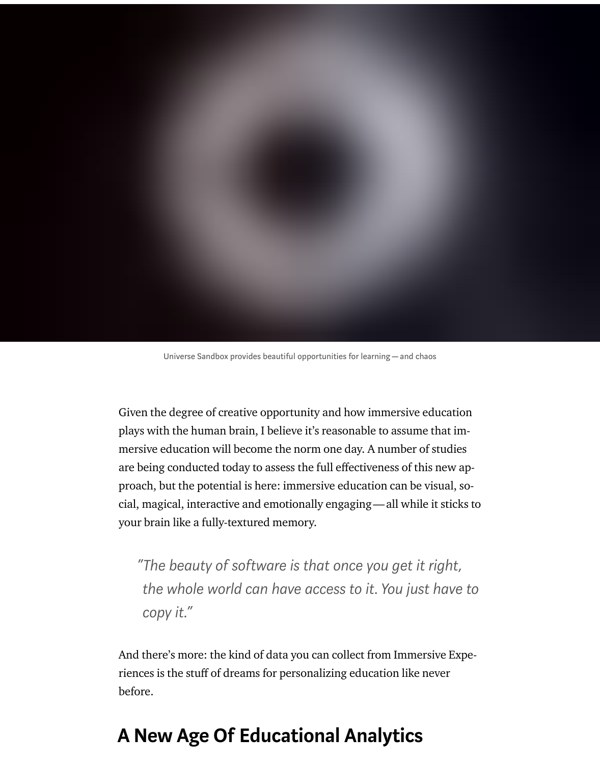Universe Sandbox provides beautiful opportunities for learning — and chaos

Given the degree of creative opportunity and how immersive education plays with the human brain, I believe it's reasonable to assume that immersive education will become the norm one day. A number of studies are being conducted today to assess the full effectiveness of this new approach, but the potential is here: immersive education can be visual, social, magical, interactive and emotionally engaging — all while it sticks to your brain like a fully-textured memory.

> *"The beauty of software is that once you get it right, the whole world can have access to it. You just have to copy it."*

And there's more: the kind of data you can collect from Immersive Experiences is the stuff of dreams for personalizing education like never before.

## A New Age Of Educational Analytics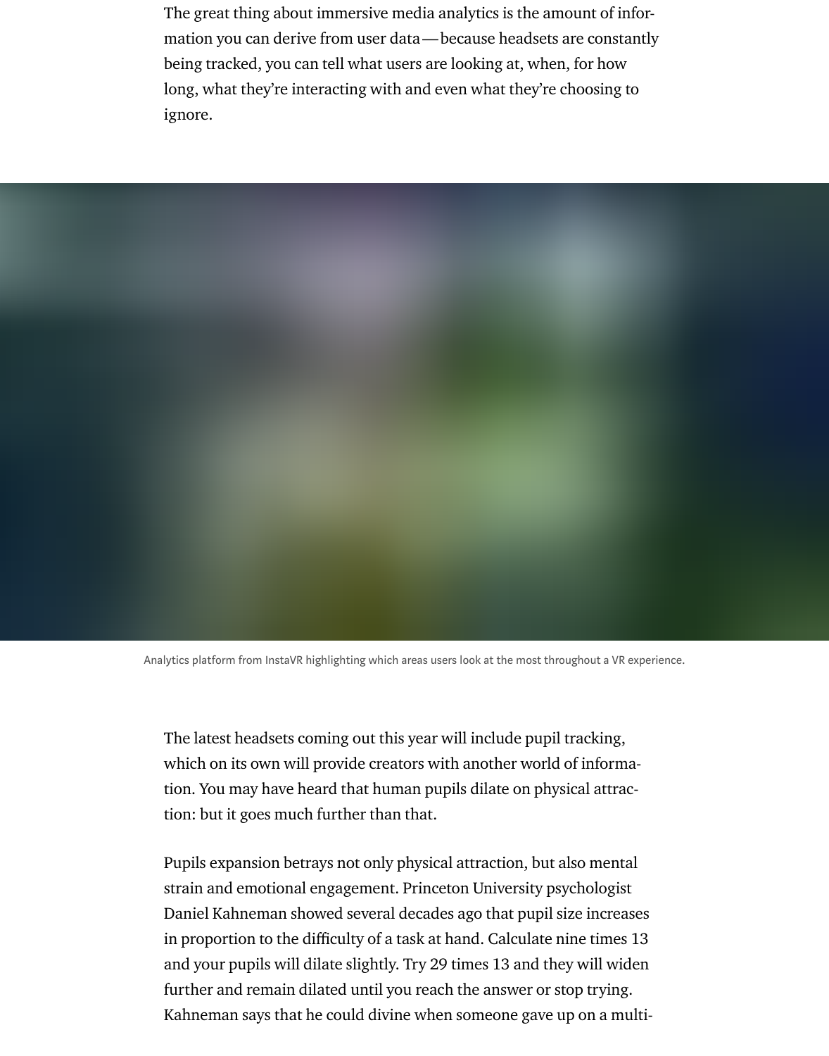The great thing about immersive media analytics is the amount of information you can derive from user data — because headsets are constantly being tracked, you can tell what users are looking at, when, for how long, what they're interacting with and even what they're choosing to ignore.

Analytics platform from InstaVR highlighting which areas users look at the most throughout a VR experience.

The latest headsets coming out this year will include pupil tracking, which on its own will provide creators with another world of information. You may have heard that human pupils dilate on physical attraction: but it goes much further than that.

Pupils expansion betrays not only physical attraction, but also mental strain and emotional engagement. Princeton University psychologist Daniel Kahneman showed several decades ago that pupil size increases in proportion to the difficulty of a task at hand. Calculate nine times 13 and your pupils will dilate slightly. Try 29 times 13 and they will widen further and remain dilated until you reach the answer or stop trying. Kahneman says that he could divine when someone gave up on a multi-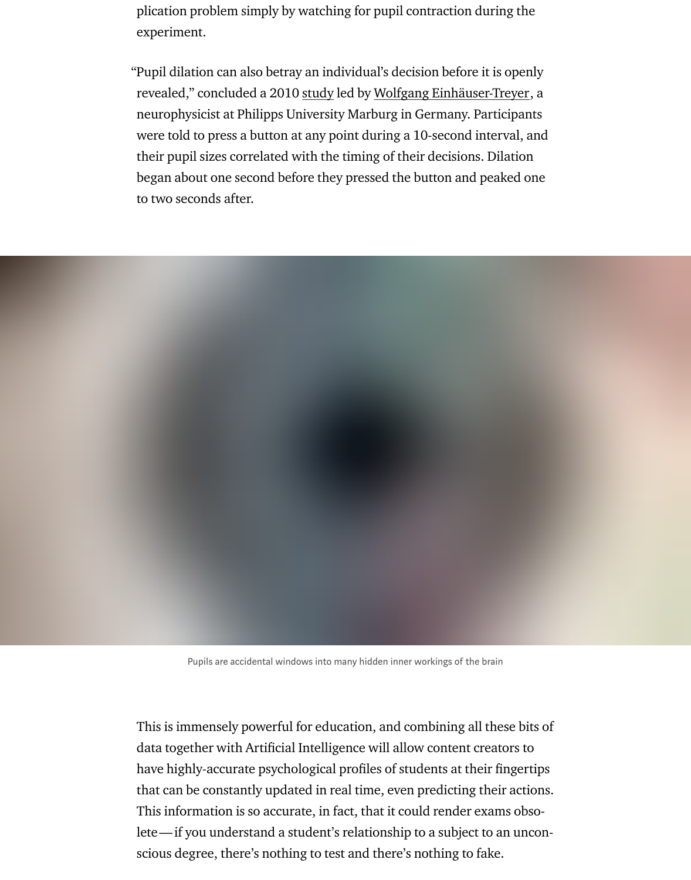plication problem simply by watching for pupil contraction during the experiment.

"Pupil dilation can also betray an individual's decision before it is openly revealed," concluded a 2010 study led by Wolfgang Einhäuser-Treyer, a neurophysicist at Philipps University Marburg in Germany. Participants were told to press a button at any point during a 10-second interval, and their pupil sizes correlated with the timing of their decisions. Dilation began about one second before they pressed the button and peaked one to two seconds after.

Pupils are accidental windows into many hidden inner workings of the brain

This is immensely powerful for education, and combining all these bits of data together with Artificial Intelligence will allow content creators to have highly-accurate psychological profiles of students at their fingertips that can be constantly updated in real time, even predicting their actions. This information is so accurate, in fact, that it could render exams obsolete — if you understand a student's relationship to a subject to an unconscious degree, there's nothing to test and there's nothing to fake.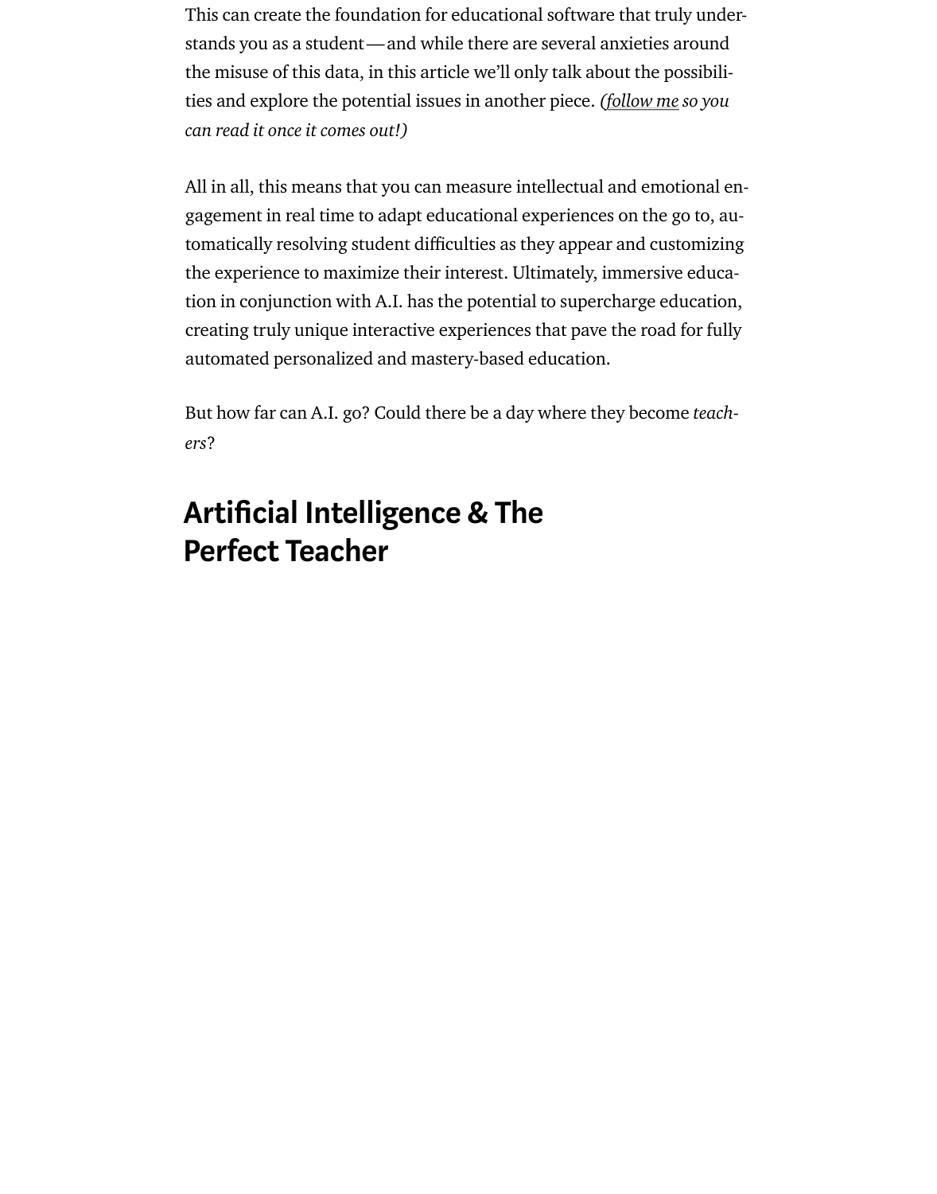This can create the foundation for educational software that truly understands you as a student — and while there are several anxieties around the misuse of this data, in this article we'll only talk about the possibilities and explore the potential issues in another piece. *(follow me so you can read it once it comes out!)*

All in all, this means that you can measure intellectual and emotional engagement in real time to adapt educational experiences on the go to, automatically resolving student difficulties as they appear and customizing the experience to maximize their interest. Ultimately, immersive education in conjunction with A.I. has the potential to supercharge education, creating truly unique interactive experiences that pave the road for fully automated personalized and mastery-based education.

But how far can A.I. go? Could there be a day where they become *teachers*?

## Artificial Intelligence & The Perfect Teacher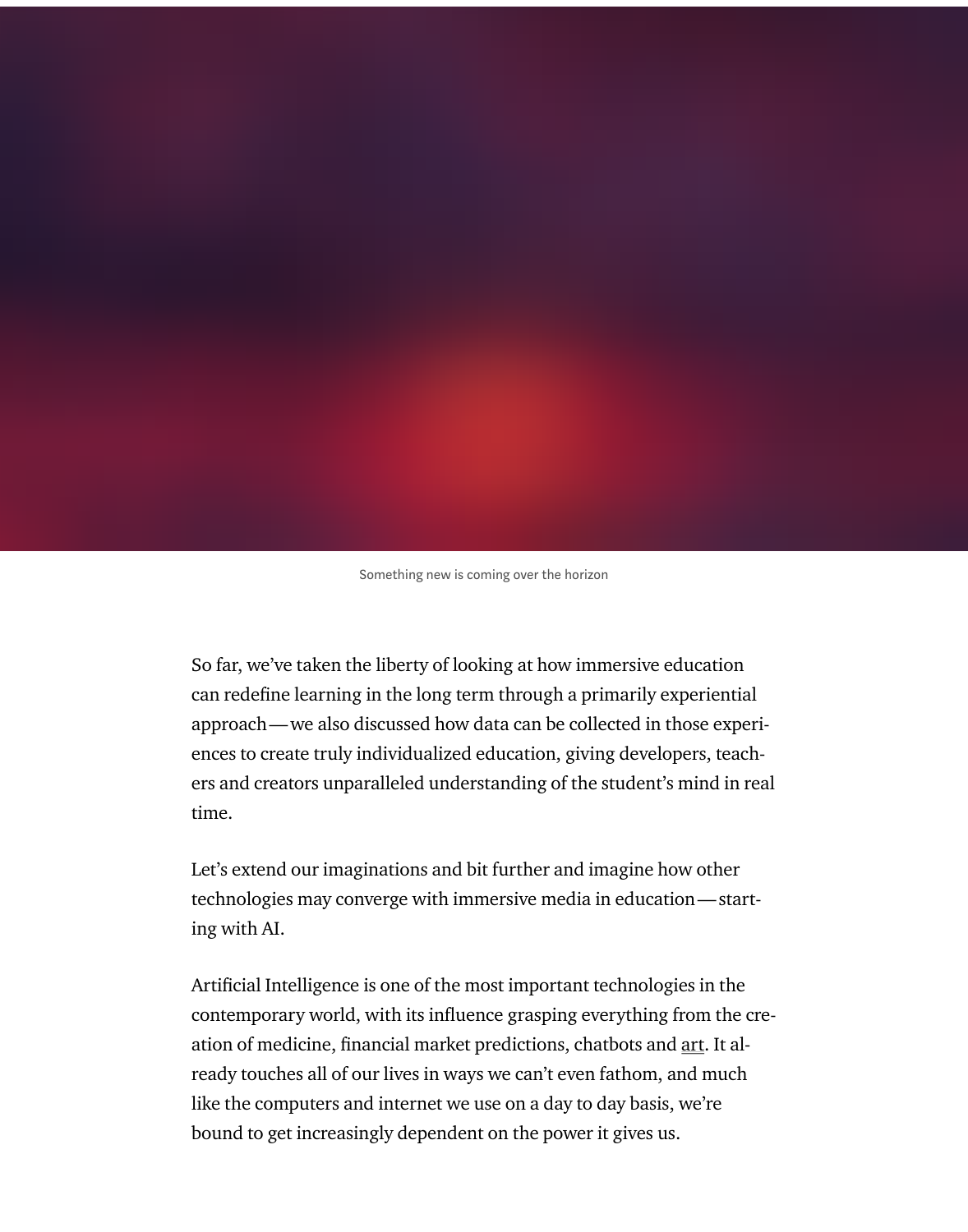Something new is coming over the horizon

So far, we've taken the liberty of looking at how immersive education can redefine learning in the long term through a primarily experiential approach — we also discussed how data can be collected in those experiences to create truly individualized education, giving developers, teachers and creators unparalleled understanding of the student's mind in real time.

Let's extend our imaginations and bit further and imagine how other technologies may converge with immersive media in education — starting with AI.

Artificial Intelligence is one of the most important technologies in the contemporary world, with its influence grasping everything from the creation of medicine, financial market predictions, chatbots and art. It already touches all of our lives in ways we can't even fathom, and much like the computers and internet we use on a day to day basis, we're bound to get increasingly dependent on the power it gives us.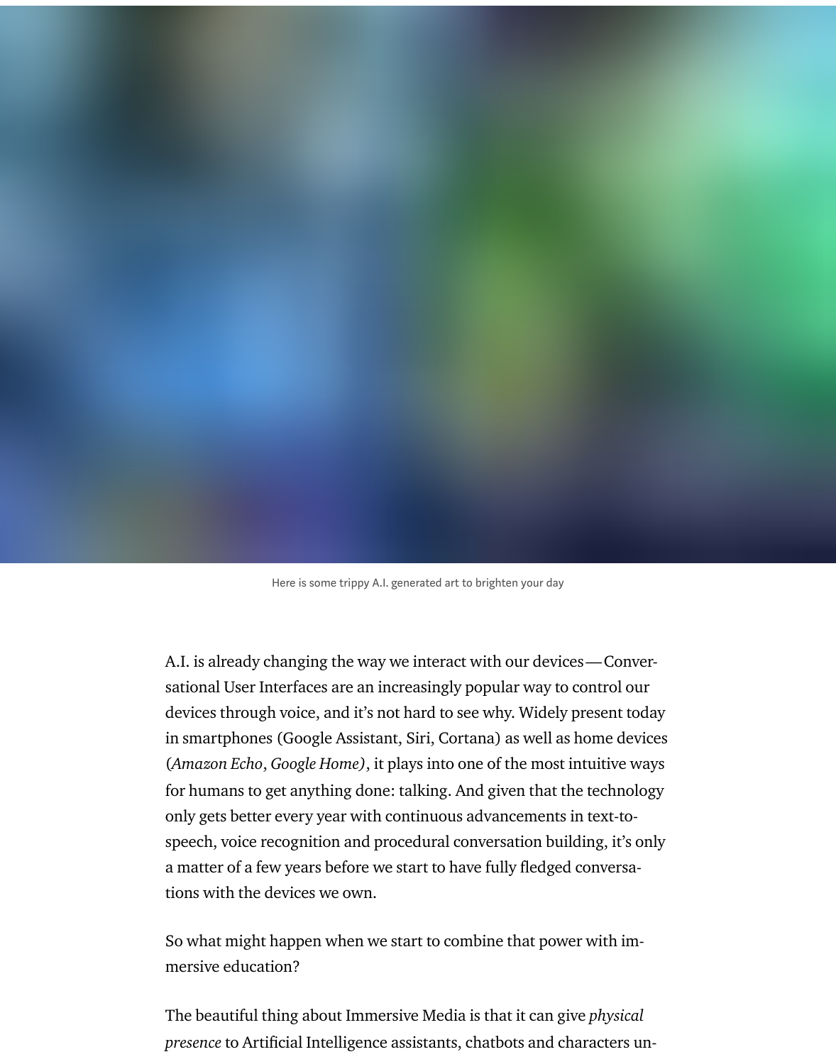Here is some trippy A.I. generated art to brighten your day

A.I. is already changing the way we interact with our devices — Conversational User Interfaces are an increasingly popular way to control our devices through voice, and it's not hard to see why. Widely present today in smartphones (Google Assistant, Siri, Cortana) as well as home devices (*Amazon Echo*, *Google Home)*, it plays into one of the most intuitive ways for humans to get anything done: talking. And given that the technology only gets better every year with continuous advancements in text-to-speech, voice recognition and procedural conversation building, it's only a matter of a few years before we start to have fully fledged conversations with the devices we own.

So what might happen when we start to combine that power with immersive education?

The beautiful thing about Immersive Media is that it can give *physical presence* to Artificial Intelligence assistants, chatbots and characters un-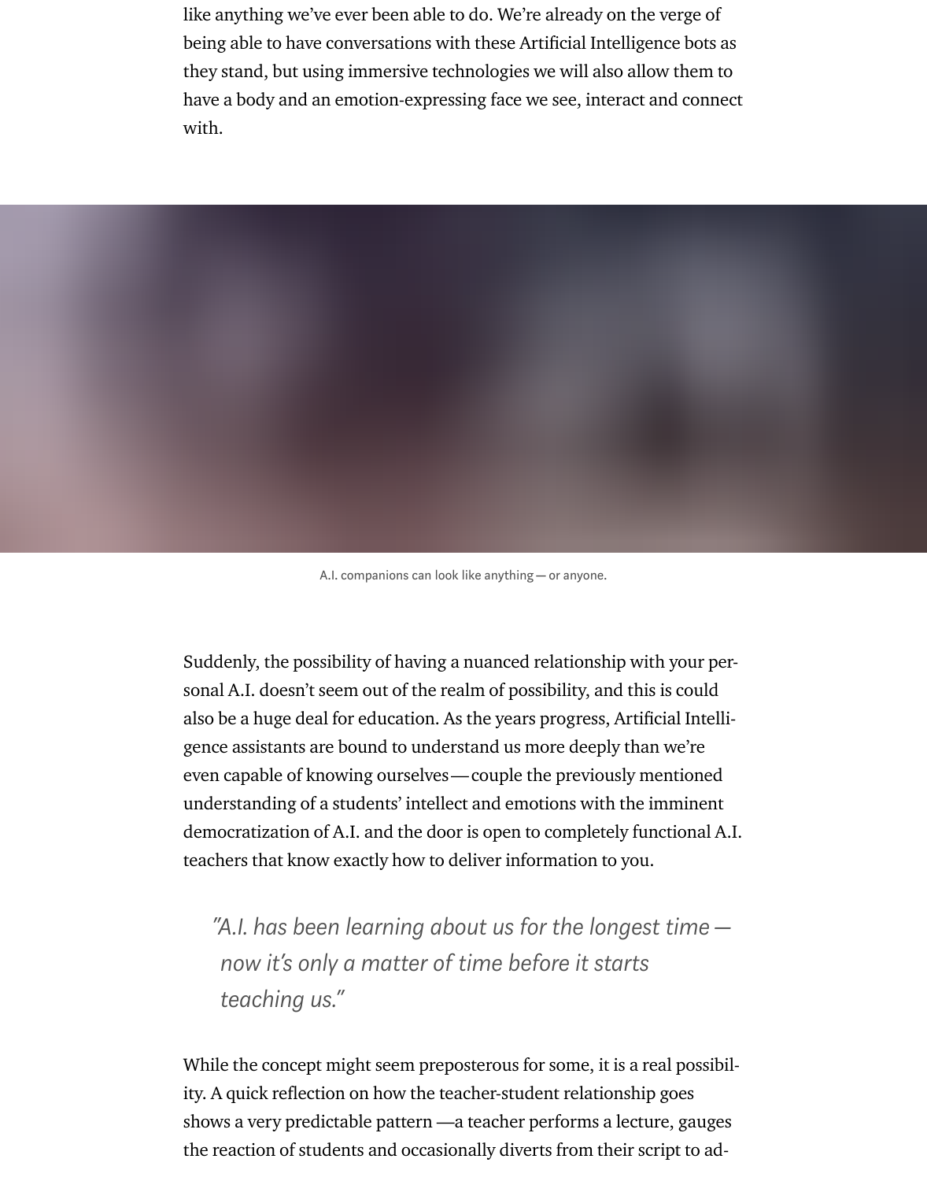like anything we've ever been able to do. We're already on the verge of being able to have conversations with these Artificial Intelligence bots as they stand, but using immersive technologies we will also allow them to have a body and an emotion-expressing face we see, interact and connect with.

A.I. companions can look like anything — or anyone.

Suddenly, the possibility of having a nuanced relationship with your personal A.I. doesn't seem out of the realm of possibility, and this is could also be a huge deal for education. As the years progress, Artificial Intelligence assistants are bound to understand us more deeply than we're even capable of knowing ourselves — couple the previously mentioned understanding of a students' intellect and emotions with the imminent democratization of A.I. and the door is open to completely functional A.I. teachers that know exactly how to deliver information to you.

> *"A.I. has been learning about us for the longest time — now it's only a matter of time before it starts teaching us."*

While the concept might seem preposterous for some, it is a real possibility. A quick reflection on how the teacher-student relationship goes shows a very predictable pattern — a teacher performs a lecture, gauges the reaction of students and occasionally diverts from their script to ad-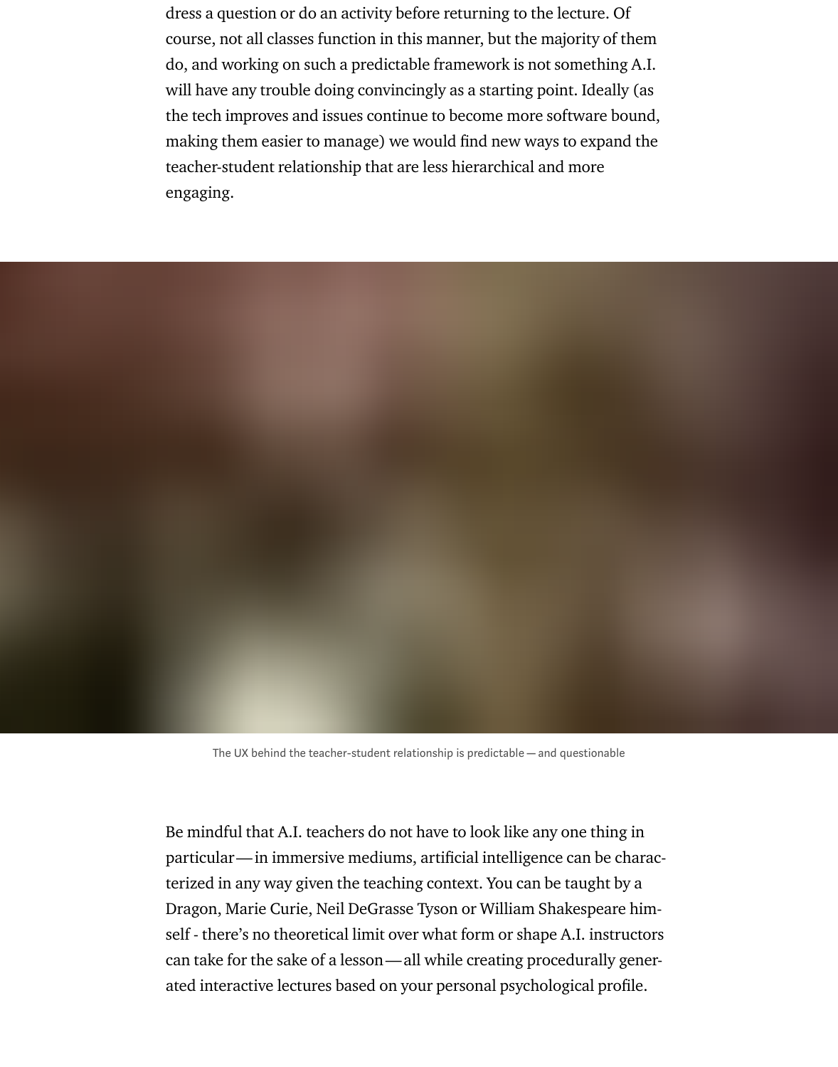dress a question or do an activity before returning to the lecture. Of course, not all classes function in this manner, but the majority of them do, and working on such a predictable framework is not something A.I. will have any trouble doing convincingly as a starting point. Ideally (as the tech improves and issues continue to become more software bound, making them easier to manage) we would find new ways to expand the teacher-student relationship that are less hierarchical and more engaging.

The UX behind the teacher-student relationship is predictable — and questionable

Be mindful that A.I. teachers do not have to look like any one thing in particular — in immersive mediums, artificial intelligence can be characterized in any way given the teaching context. You can be taught by a Dragon, Marie Curie, Neil DeGrasse Tyson or William Shakespeare himself - there's no theoretical limit over what form or shape A.I. instructors can take for the sake of a lesson — all while creating procedurally generated interactive lectures based on your personal psychological profile.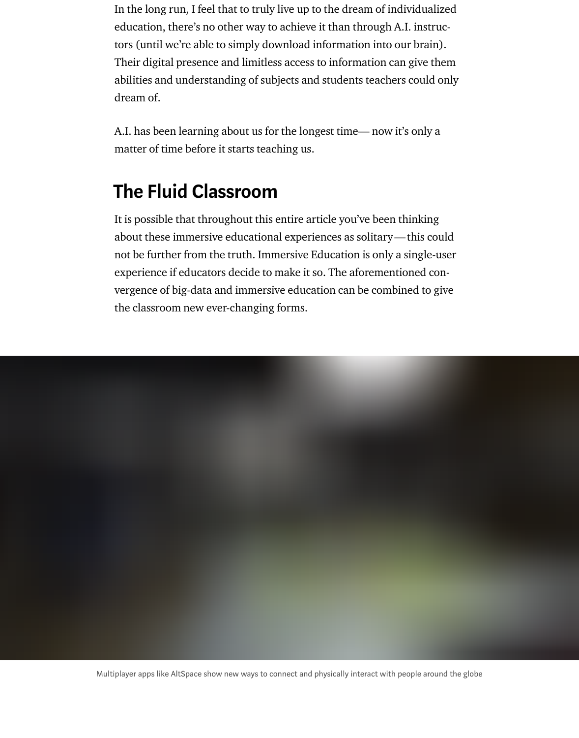In the long run, I feel that to truly live up to the dream of individualized education, there's no other way to achieve it than through A.I. instructors (until we're able to simply download information into our brain). Their digital presence and limitless access to information can give them abilities and understanding of subjects and students teachers could only dream of.

A.I. has been learning about us for the longest time— now it's only a matter of time before it starts teaching us.

## The Fluid Classroom

It is possible that throughout this entire article you've been thinking about these immersive educational experiences as solitary—this could not be further from the truth. Immersive Education is only a single-user experience if educators decide to make it so. The aforementioned convergence of big-data and immersive education can be combined to give the classroom new ever-changing forms.

Multiplayer apps like AltSpace show new ways to connect and physically interact with people around the globe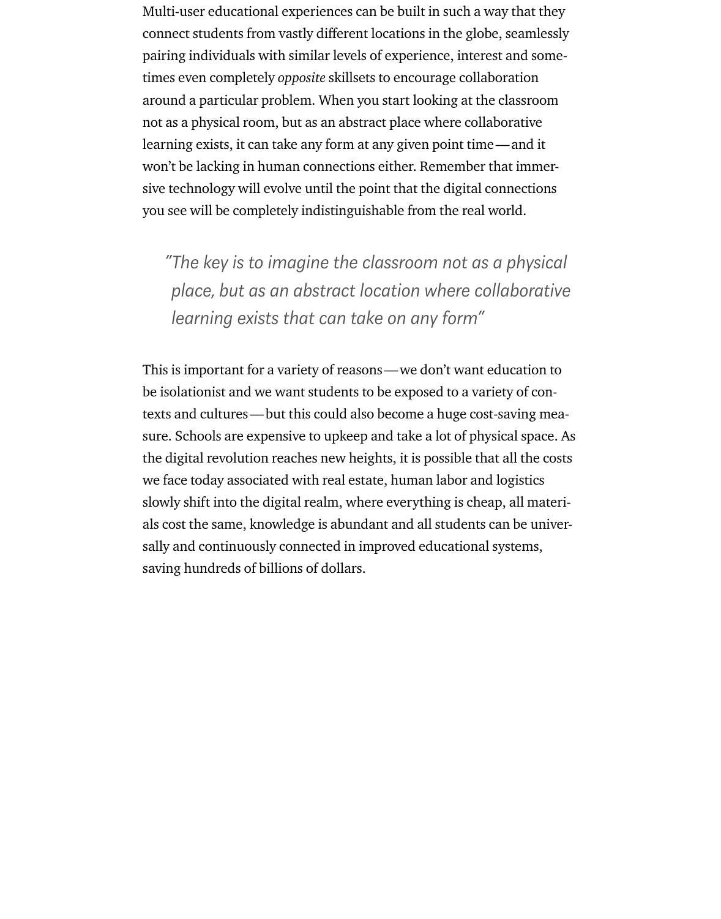Multi-user educational experiences can be built in such a way that they connect students from vastly different locations in the globe, seamlessly pairing individuals with similar levels of experience, interest and sometimes even completely *opposite* skillsets to encourage collaboration around a particular problem. When you start looking at the classroom not as a physical room, but as an abstract place where collaborative learning exists, it can take any form at any given point time — and it won't be lacking in human connections either. Remember that immersive technology will evolve until the point that the digital connections you see will be completely indistinguishable from the real world.

> *"The key is to imagine the classroom not as a physical place, but as an abstract location where collaborative learning exists that can take on any form"*

This is important for a variety of reasons — we don't want education to be isolationist and we want students to be exposed to a variety of contexts and cultures — but this could also become a huge cost-saving measure. Schools are expensive to upkeep and take a lot of physical space. As the digital revolution reaches new heights, it is possible that all the costs we face today associated with real estate, human labor and logistics slowly shift into the digital realm, where everything is cheap, all materials cost the same, knowledge is abundant and all students can be universally and continuously connected in improved educational systems, saving hundreds of billions of dollars.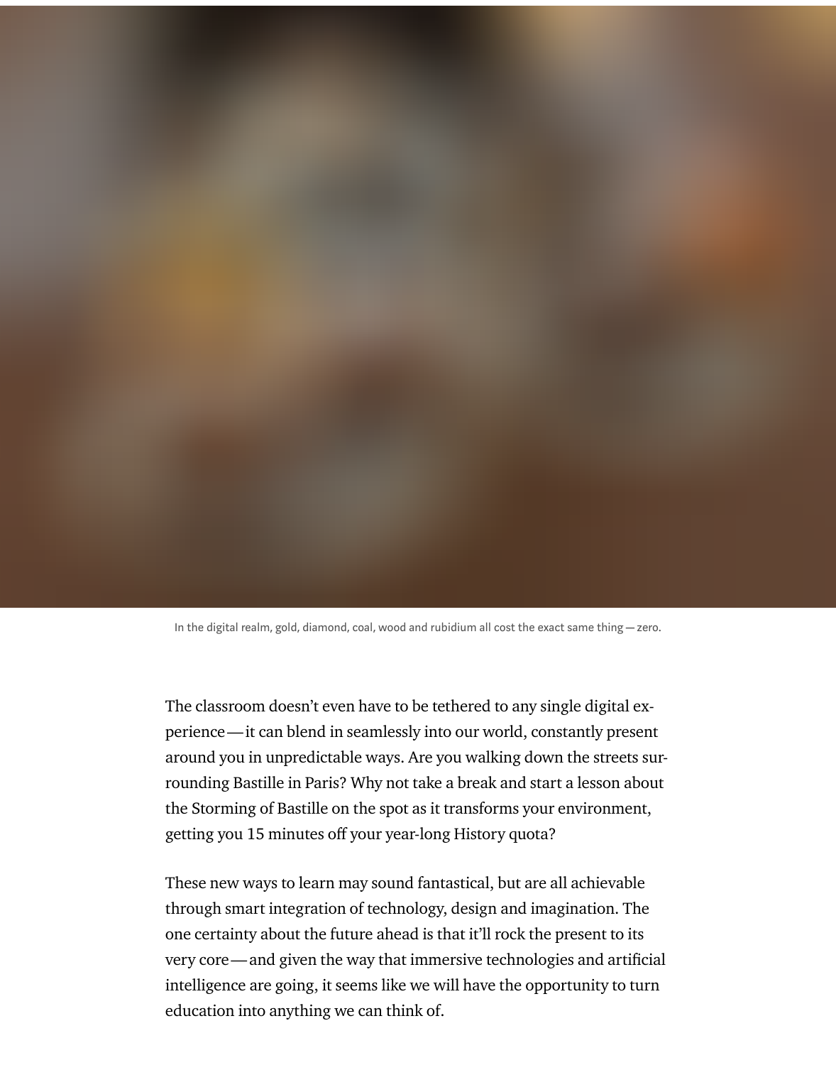In the digital realm, gold, diamond, coal, wood and rubidium all cost the exact same thing — zero.

The classroom doesn't even have to be tethered to any single digital experience — it can blend in seamlessly into our world, constantly present around you in unpredictable ways. Are you walking down the streets surrounding Bastille in Paris? Why not take a break and start a lesson about the Storming of Bastille on the spot as it transforms your environment, getting you 15 minutes off your year-long History quota?

These new ways to learn may sound fantastical, but are all achievable through smart integration of technology, design and imagination. The one certainty about the future ahead is that it'll rock the present to its very core — and given the way that immersive technologies and artificial intelligence are going, it seems like we will have the opportunity to turn education into anything we can think of.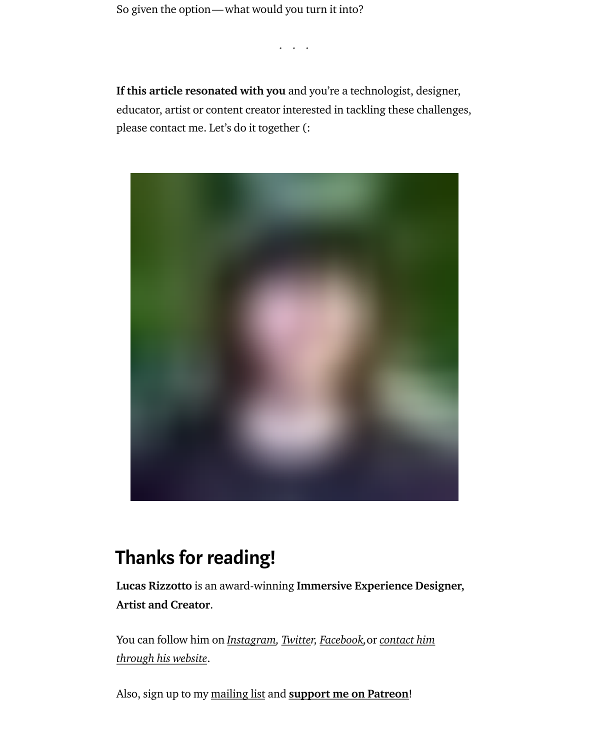So given the option — what would you turn it into?

. . .

**If this article resonated with you** and you're a technologist, designer, educator, artist or content creator interested in tackling these challenges, please contact me. Let's do it together (:

## Thanks for reading!

**Lucas Rizzotto** is an award-winning **Immersive Experience Designer, Artist and Creator**.

You can follow him on *Instagram*, *Twitter*, *Facebook*, or *contact him through his website*.

Also, sign up to my mailing list and **support me on Patreon**!